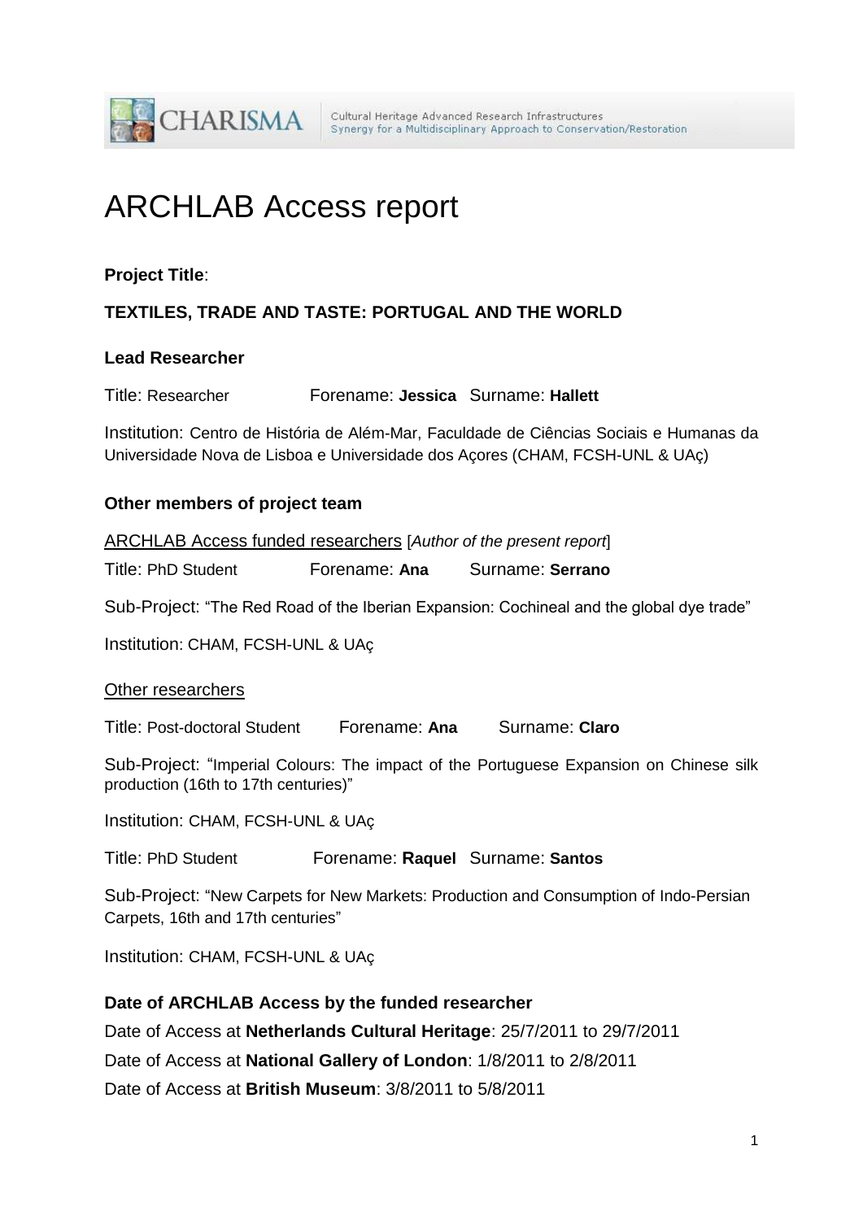CHARISMA — Cultural Heritage Advanced Research Infrastructures: Synergy for a Multidisciplinary Approach to Conservation/Restoration

# ARCHLAB Access report

**Project Title**:

**TEXTILES, TRADE AND TASTE: PORTUGAL AND THE WORLD**

**Lead Researcher**

Title: Researcher Forename: **Jessica** Surname: **Hallett**

Institution: Centro de História de Além-Mar, Faculdade de Ciências Sociais e Humanas da Universidade Nova de Lisboa e Universidade dos Açores (CHAM, FCSH-UNL & UAç)

**Other members of project team**

ARCHLAB Access funded researchers [*Author of the present report*]

Title: PhD Student Forename: **Ana** Surname: **Serrano**

Sub-Project: "The Red Road of the Iberian Expansion: Cochineal and the global dye trade"

Institution: CHAM, FCSH-UNL & UAç

Other researchers

Title: Post-doctoral Student Forename: **Ana** Surname: **Claro**

Sub-Project: "Imperial Colours: The impact of the Portuguese Expansion on Chinese silk production (16th to 17th centuries)"

Institution: CHAM, FCSH-UNL & UAç

Title: PhD Student Forename: **Raquel** Surname: **Santos**

Sub-Project: "New Carpets for New Markets: Production and Consumption of Indo-Persian Carpets, 16th and 17th centuries"

Institution: CHAM, FCSH-UNL & UAç

**Date of ARCHLAB Access by the funded researcher**

Date of Access at **Netherlands Cultural Heritage**: 25/7/2011 to 29/7/2011

Date of Access at **National Gallery of London**: 1/8/2011 to 2/8/2011

Date of Access at **British Museum**: 3/8/2011 to 5/8/2011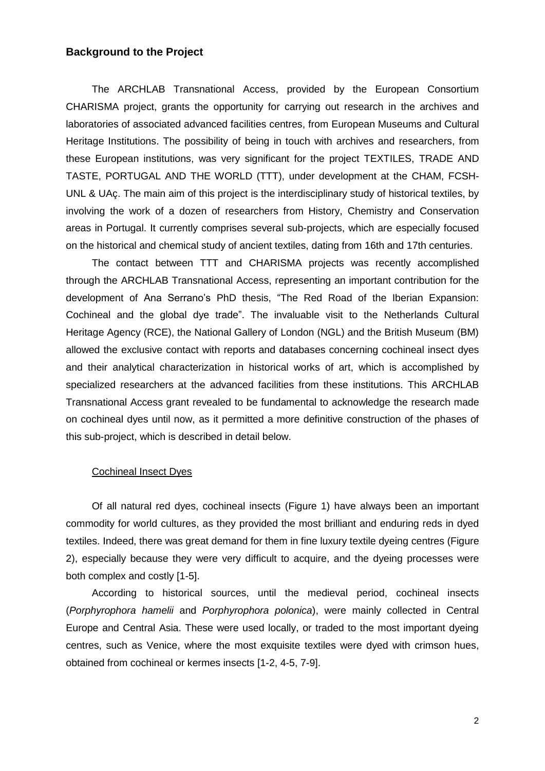## Background to the Project

The ARCHLAB Transnational Access, provided by the European Consortium CHARISMA project, grants the opportunity for carrying out research in the archives and laboratories of associated advanced facilities centres, from European Museums and Cultural Heritage Institutions. The possibility of being in touch with archives and researchers, from these European institutions, was very significant for the project TEXTILES, TRADE AND TASTE, PORTUGAL AND THE WORLD (TTT), under development at the CHAM, FCSH-UNL & UAç. The main aim of this project is the interdisciplinary study of historical textiles, by involving the work of a dozen of researchers from History, Chemistry and Conservation areas in Portugal. It currently comprises several sub-projects, which are especially focused on the historical and chemical study of ancient textiles, dating from 16th and 17th centuries.

The contact between TTT and CHARISMA projects was recently accomplished through the ARCHLAB Transnational Access, representing an important contribution for the development of Ana Serrano's PhD thesis, "The Red Road of the Iberian Expansion: Cochineal and the global dye trade". The invaluable visit to the Netherlands Cultural Heritage Agency (RCE), the National Gallery of London (NGL) and the British Museum (BM) allowed the exclusive contact with reports and databases concerning cochineal insect dyes and their analytical characterization in historical works of art, which is accomplished by specialized researchers at the advanced facilities from these institutions. This ARCHLAB Transnational Access grant revealed to be fundamental to acknowledge the research made on cochineal dyes until now, as it permitted a more definitive construction of the phases of this sub-project, which is described in detail below.

### Cochineal Insect Dyes

Of all natural red dyes, cochineal insects (Figure 1) have always been an important commodity for world cultures, as they provided the most brilliant and enduring reds in dyed textiles. Indeed, there was great demand for them in fine luxury textile dyeing centres (Figure 2), especially because they were very difficult to acquire, and the dyeing processes were both complex and costly [1-5].

According to historical sources, until the medieval period, cochineal insects (*Porphyrophora hamelii* and *Porphyrophora polonica*), were mainly collected in Central Europe and Central Asia. These were used locally, or traded to the most important dyeing centres, such as Venice, where the most exquisite textiles were dyed with crimson hues, obtained from cochineal or kermes insects [1-2, 4-5, 7-9].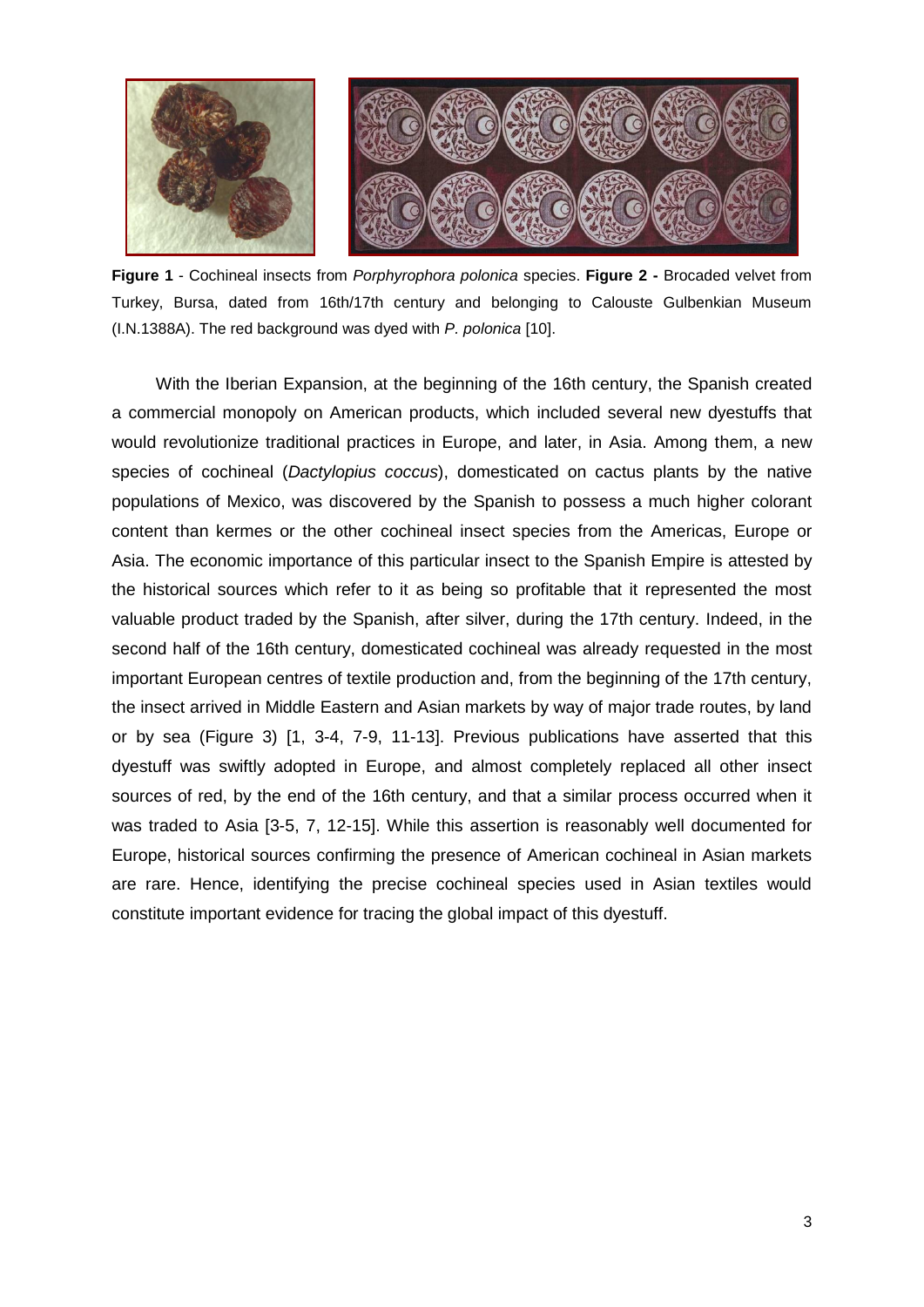**Figure 1** - Cochineal insects from *Porphyrophora polonica* species. **Figure 2 -** Brocaded velvet from Turkey, Bursa, dated from 16th/17th century and belonging to Calouste Gulbenkian Museum (I.N.1388A). The red background was dyed with *P. polonica* [10].

With the Iberian Expansion, at the beginning of the 16th century, the Spanish created a commercial monopoly on American products, which included several new dyestuffs that would revolutionize traditional practices in Europe, and later, in Asia. Among them, a new species of cochineal (*Dactylopius coccus*), domesticated on cactus plants by the native populations of Mexico, was discovered by the Spanish to possess a much higher colorant content than kermes or the other cochineal insect species from the Americas, Europe or Asia. The economic importance of this particular insect to the Spanish Empire is attested by the historical sources which refer to it as being so profitable that it represented the most valuable product traded by the Spanish, after silver, during the 17th century. Indeed, in the second half of the 16th century, domesticated cochineal was already requested in the most important European centres of textile production and, from the beginning of the 17th century, the insect arrived in Middle Eastern and Asian markets by way of major trade routes, by land or by sea (Figure 3) [1, 3-4, 7-9, 11-13]. Previous publications have asserted that this dyestuff was swiftly adopted in Europe, and almost completely replaced all other insect sources of red, by the end of the 16th century, and that a similar process occurred when it was traded to Asia [3-5, 7, 12-15]. While this assertion is reasonably well documented for Europe, historical sources confirming the presence of American cochineal in Asian markets are rare. Hence, identifying the precise cochineal species used in Asian textiles would constitute important evidence for tracing the global impact of this dyestuff.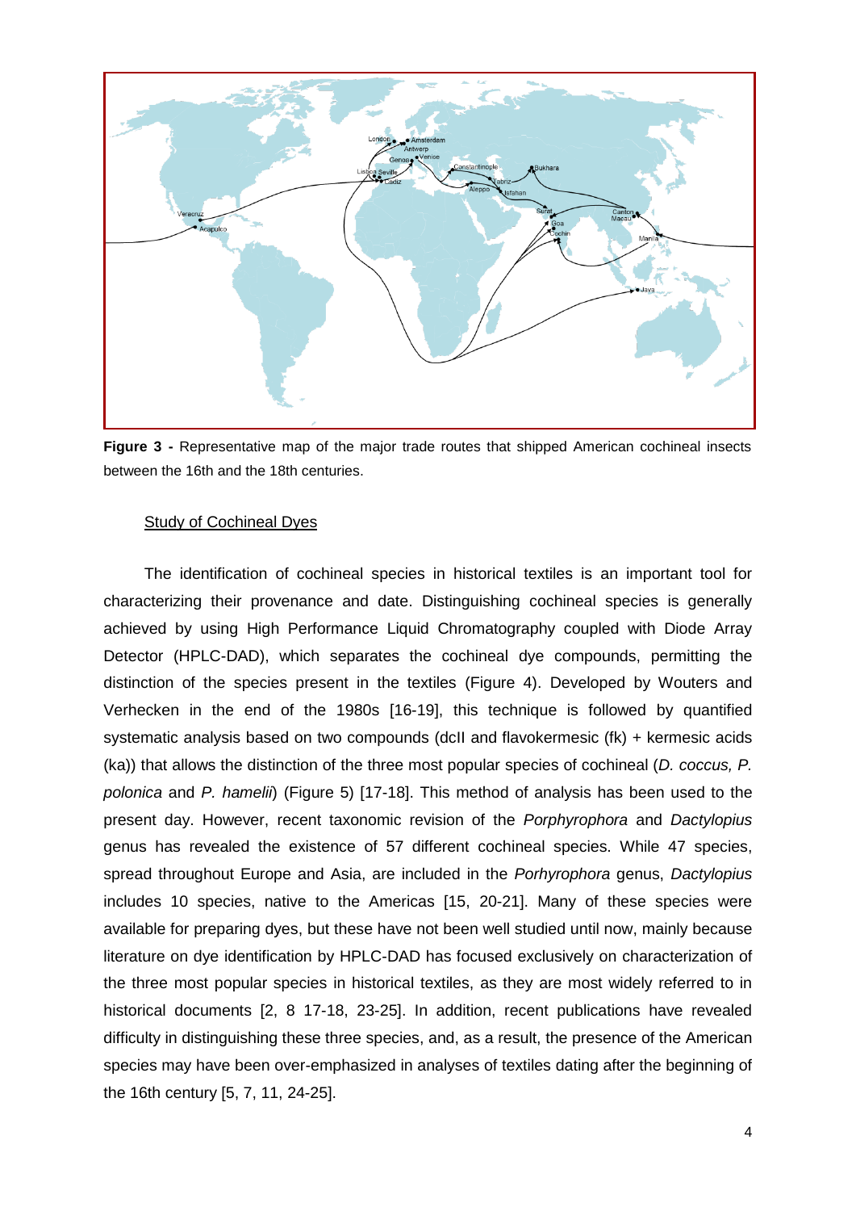**Figure 3 -** Representative map of the major trade routes that shipped American cochineal insects between the 16th and the 18th centuries.

Study of Cochineal Dyes

The identification of cochineal species in historical textiles is an important tool for characterizing their provenance and date. Distinguishing cochineal species is generally achieved by using High Performance Liquid Chromatography coupled with Diode Array Detector (HPLC-DAD), which separates the cochineal dye compounds, permitting the distinction of the species present in the textiles (Figure 4). Developed by Wouters and Verhecken in the end of the 1980s [16-19], this technique is followed by quantified systematic analysis based on two compounds (dcII and flavokermesic (fk) + kermesic acids (ka)) that allows the distinction of the three most popular species of cochineal (*D. coccus, P. polonica* and *P. hamelii*) (Figure 5) [17-18]. This method of analysis has been used to the present day. However, recent taxonomic revision of the *Porphyrophora* and *Dactylopius* genus has revealed the existence of 57 different cochineal species. While 47 species, spread throughout Europe and Asia, are included in the *Porhyrophora* genus, *Dactylopius* includes 10 species, native to the Americas [15, 20-21]. Many of these species were available for preparing dyes, but these have not been well studied until now, mainly because literature on dye identification by HPLC-DAD has focused exclusively on characterization of the three most popular species in historical textiles, as they are most widely referred to in historical documents [2, 8 17-18, 23-25]. In addition, recent publications have revealed difficulty in distinguishing these three species, and, as a result, the presence of the American species may have been over-emphasized in analyses of textiles dating after the beginning of the 16th century [5, 7, 11, 24-25].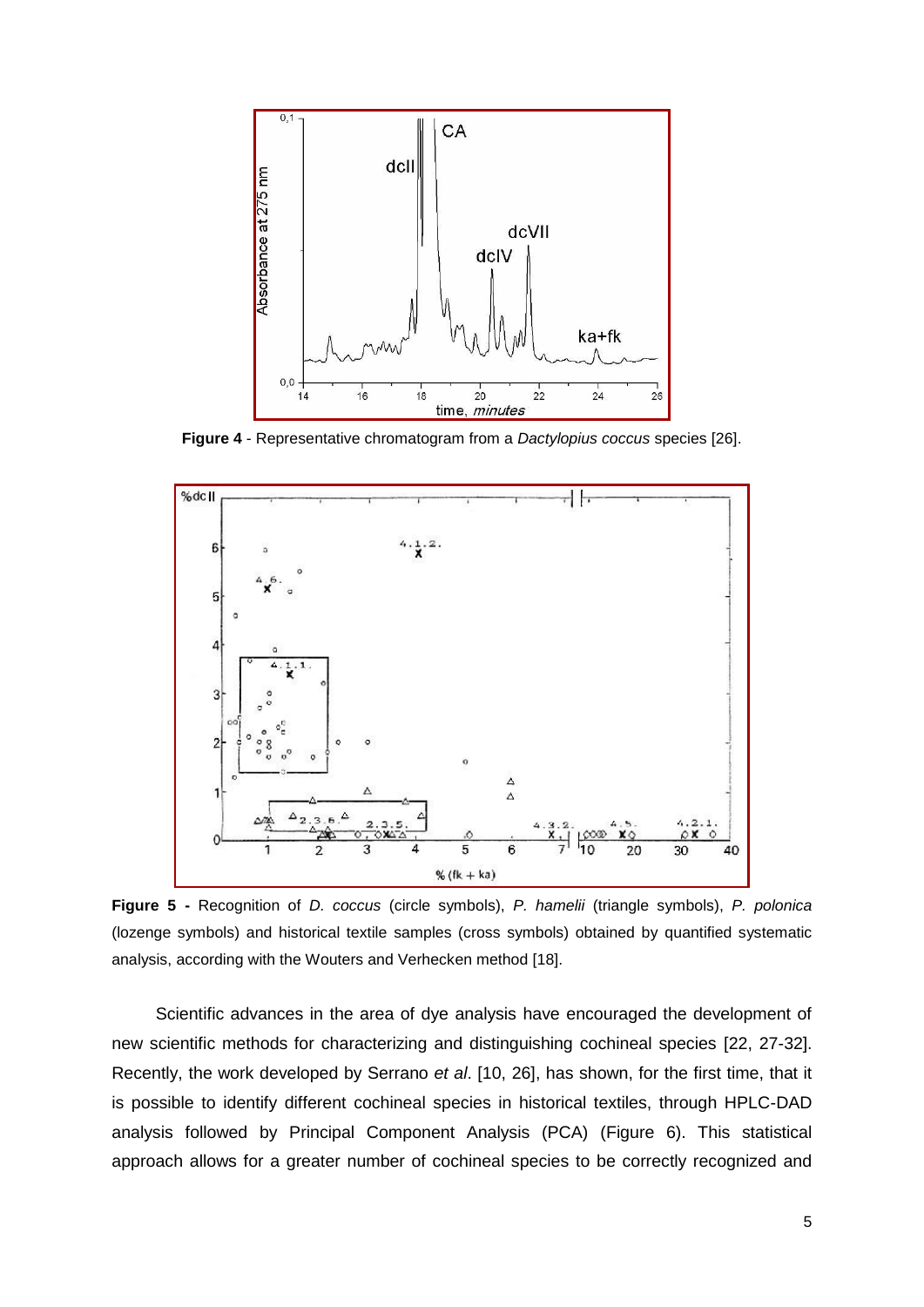**Figure 4** - Representative chromatogram from a *Dactylopius coccus* species [26].

**Figure 5 -** Recognition of *D. coccus* (circle symbols), *P. hamelii* (triangle symbols), *P. polonica* (lozenge symbols) and historical textile samples (cross symbols) obtained by quantified systematic analysis, according with the Wouters and Verhecken method [18].

Scientific advances in the area of dye analysis have encouraged the development of new scientific methods for characterizing and distinguishing cochineal species [22, 27-32]. Recently, the work developed by Serrano *et al*. [10, 26], has shown, for the first time, that it is possible to identify different cochineal species in historical textiles, through HPLC-DAD analysis followed by Principal Component Analysis (PCA) (Figure 6). This statistical approach allows for a greater number of cochineal species to be correctly recognized and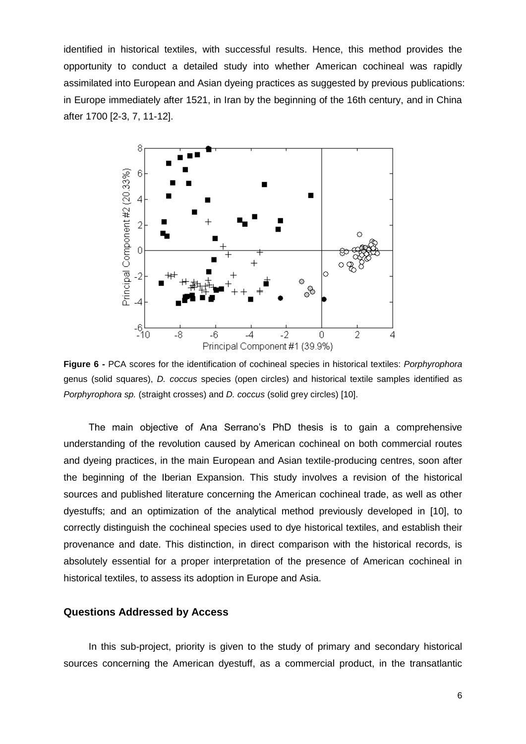identified in historical textiles, with successful results. Hence, this method provides the opportunity to conduct a detailed study into whether American cochineal was rapidly assimilated into European and Asian dyeing practices as suggested by previous publications: in Europe immediately after 1521, in Iran by the beginning of the 16th century, and in China after 1700 [2-3, 7, 11-12].

**Figure 6 -** PCA scores for the identification of cochineal species in historical textiles: *Porphyrophora* genus (solid squares), *D. coccus* species (open circles) and historical textile samples identified as *Porphyrophora sp.* (straight crosses) and *D. coccus* (solid grey circles) [10].

The main objective of Ana Serrano's PhD thesis is to gain a comprehensive understanding of the revolution caused by American cochineal on both commercial routes and dyeing practices, in the main European and Asian textile-producing centres, soon after the beginning of the Iberian Expansion. This study involves a revision of the historical sources and published literature concerning the American cochineal trade, as well as other dyestuffs; and an optimization of the analytical method previously developed in [10], to correctly distinguish the cochineal species used to dye historical textiles, and establish their provenance and date. This distinction, in direct comparison with the historical records, is absolutely essential for a proper interpretation of the presence of American cochineal in historical textiles, to assess its adoption in Europe and Asia.

## Questions Addressed by Access

In this sub-project, priority is given to the study of primary and secondary historical sources concerning the American dyestuff, as a commercial product, in the transatlantic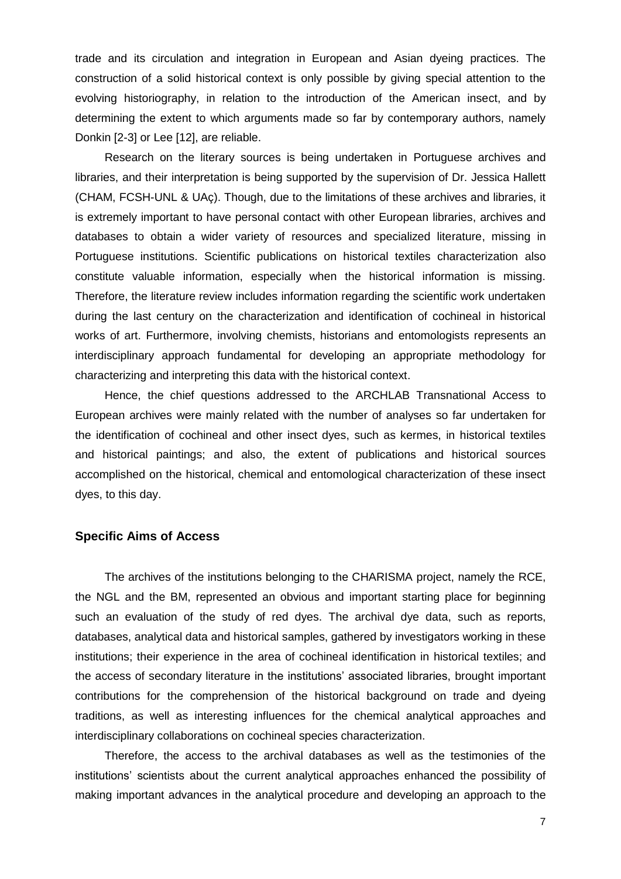trade and its circulation and integration in European and Asian dyeing practices. The construction of a solid historical context is only possible by giving special attention to the evolving historiography, in relation to the introduction of the American insect, and by determining the extent to which arguments made so far by contemporary authors, namely Donkin [2-3] or Lee [12], are reliable.

Research on the literary sources is being undertaken in Portuguese archives and libraries, and their interpretation is being supported by the supervision of Dr. Jessica Hallett (CHAM, FCSH-UNL & UAç). Though, due to the limitations of these archives and libraries, it is extremely important to have personal contact with other European libraries, archives and databases to obtain a wider variety of resources and specialized literature, missing in Portuguese institutions. Scientific publications on historical textiles characterization also constitute valuable information, especially when the historical information is missing. Therefore, the literature review includes information regarding the scientific work undertaken during the last century on the characterization and identification of cochineal in historical works of art. Furthermore, involving chemists, historians and entomologists represents an interdisciplinary approach fundamental for developing an appropriate methodology for characterizing and interpreting this data with the historical context.

Hence, the chief questions addressed to the ARCHLAB Transnational Access to European archives were mainly related with the number of analyses so far undertaken for the identification of cochineal and other insect dyes, such as kermes, in historical textiles and historical paintings; and also, the extent of publications and historical sources accomplished on the historical, chemical and entomological characterization of these insect dyes, to this day.

### Specific Aims of Access

The archives of the institutions belonging to the CHARISMA project, namely the RCE, the NGL and the BM, represented an obvious and important starting place for beginning such an evaluation of the study of red dyes. The archival dye data, such as reports, databases, analytical data and historical samples, gathered by investigators working in these institutions; their experience in the area of cochineal identification in historical textiles; and the access of secondary literature in the institutions' associated libraries, brought important contributions for the comprehension of the historical background on trade and dyeing traditions, as well as interesting influences for the chemical analytical approaches and interdisciplinary collaborations on cochineal species characterization.

Therefore, the access to the archival databases as well as the testimonies of the institutions' scientists about the current analytical approaches enhanced the possibility of making important advances in the analytical procedure and developing an approach to the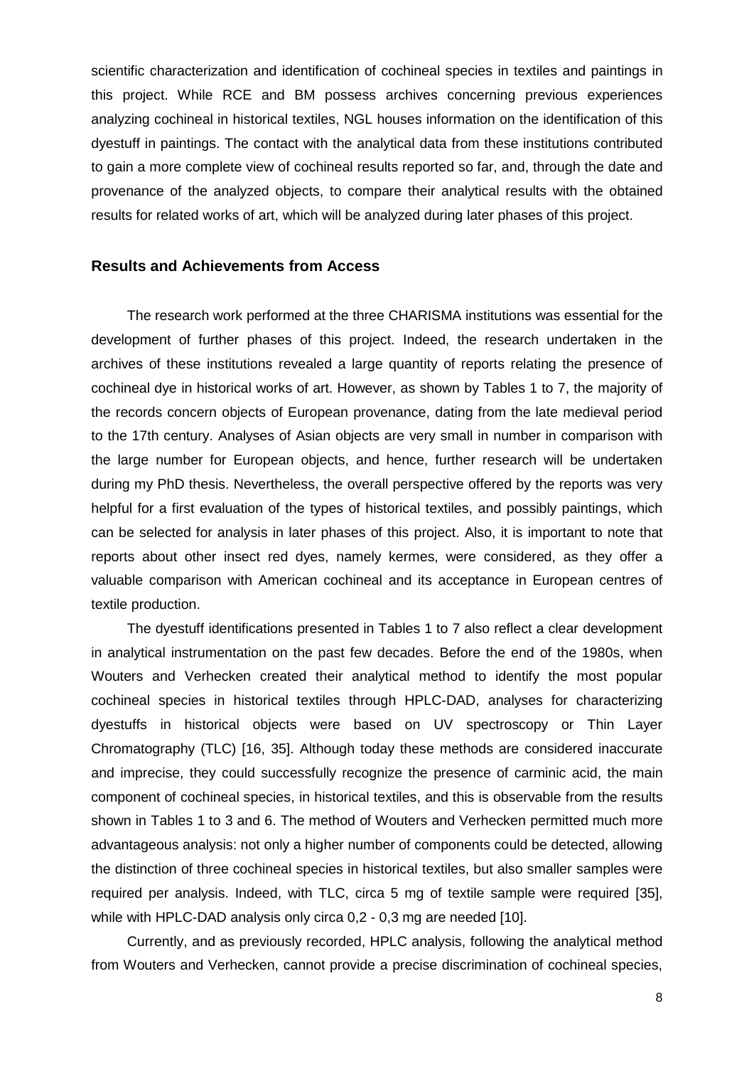scientific characterization and identification of cochineal species in textiles and paintings in this project. While RCE and BM possess archives concerning previous experiences analyzing cochineal in historical textiles, NGL houses information on the identification of this dyestuff in paintings. The contact with the analytical data from these institutions contributed to gain a more complete view of cochineal results reported so far, and, through the date and provenance of the analyzed objects, to compare their analytical results with the obtained results for related works of art, which will be analyzed during later phases of this project.

## Results and Achievements from Access

The research work performed at the three CHARISMA institutions was essential for the development of further phases of this project. Indeed, the research undertaken in the archives of these institutions revealed a large quantity of reports relating the presence of cochineal dye in historical works of art. However, as shown by Tables 1 to 7, the majority of the records concern objects of European provenance, dating from the late medieval period to the 17th century. Analyses of Asian objects are very small in number in comparison with the large number for European objects, and hence, further research will be undertaken during my PhD thesis. Nevertheless, the overall perspective offered by the reports was very helpful for a first evaluation of the types of historical textiles, and possibly paintings, which can be selected for analysis in later phases of this project. Also, it is important to note that reports about other insect red dyes, namely kermes, were considered, as they offer a valuable comparison with American cochineal and its acceptance in European centres of textile production.

The dyestuff identifications presented in Tables 1 to 7 also reflect a clear development in analytical instrumentation on the past few decades. Before the end of the 1980s, when Wouters and Verhecken created their analytical method to identify the most popular cochineal species in historical textiles through HPLC-DAD, analyses for characterizing dyestuffs in historical objects were based on UV spectroscopy or Thin Layer Chromatography (TLC) [16, 35]. Although today these methods are considered inaccurate and imprecise, they could successfully recognize the presence of carminic acid, the main component of cochineal species, in historical textiles, and this is observable from the results shown in Tables 1 to 3 and 6. The method of Wouters and Verhecken permitted much more advantageous analysis: not only a higher number of components could be detected, allowing the distinction of three cochineal species in historical textiles, but also smaller samples were required per analysis. Indeed, with TLC, circa 5 mg of textile sample were required [35], while with HPLC-DAD analysis only circa 0,2 - 0,3 mg are needed [10].

Currently, and as previously recorded, HPLC analysis, following the analytical method from Wouters and Verhecken, cannot provide a precise discrimination of cochineal species,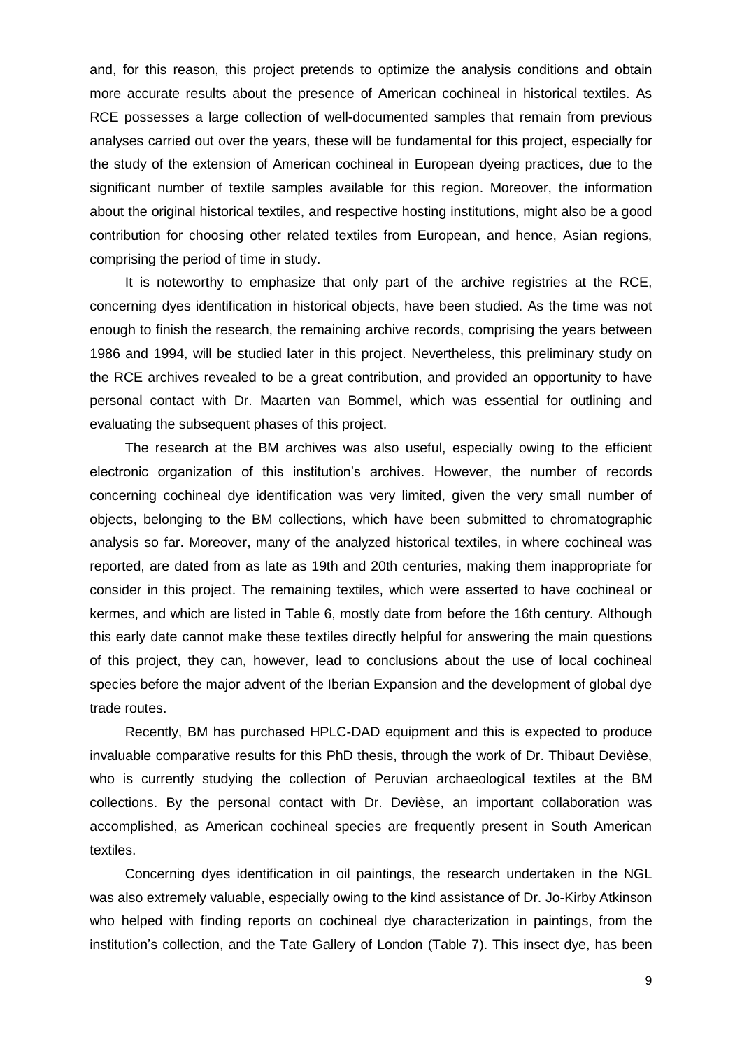and, for this reason, this project pretends to optimize the analysis conditions and obtain more accurate results about the presence of American cochineal in historical textiles. As RCE possesses a large collection of well-documented samples that remain from previous analyses carried out over the years, these will be fundamental for this project, especially for the study of the extension of American cochineal in European dyeing practices, due to the significant number of textile samples available for this region. Moreover, the information about the original historical textiles, and respective hosting institutions, might also be a good contribution for choosing other related textiles from European, and hence, Asian regions, comprising the period of time in study.

It is noteworthy to emphasize that only part of the archive registries at the RCE, concerning dyes identification in historical objects, have been studied. As the time was not enough to finish the research, the remaining archive records, comprising the years between 1986 and 1994, will be studied later in this project. Nevertheless, this preliminary study on the RCE archives revealed to be a great contribution, and provided an opportunity to have personal contact with Dr. Maarten van Bommel, which was essential for outlining and evaluating the subsequent phases of this project.

The research at the BM archives was also useful, especially owing to the efficient electronic organization of this institution's archives. However, the number of records concerning cochineal dye identification was very limited, given the very small number of objects, belonging to the BM collections, which have been submitted to chromatographic analysis so far. Moreover, many of the analyzed historical textiles, in where cochineal was reported, are dated from as late as 19th and 20th centuries, making them inappropriate for consider in this project. The remaining textiles, which were asserted to have cochineal or kermes, and which are listed in Table 6, mostly date from before the 16th century. Although this early date cannot make these textiles directly helpful for answering the main questions of this project, they can, however, lead to conclusions about the use of local cochineal species before the major advent of the Iberian Expansion and the development of global dye trade routes.

Recently, BM has purchased HPLC-DAD equipment and this is expected to produce invaluable comparative results for this PhD thesis, through the work of Dr. Thibaut Deviėse, who is currently studying the collection of Peruvian archaeological textiles at the BM collections. By the personal contact with Dr. Deviėse, an important collaboration was accomplished, as American cochineal species are frequently present in South American textiles.

Concerning dyes identification in oil paintings, the research undertaken in the NGL was also extremely valuable, especially owing to the kind assistance of Dr. Jo-Kirby Atkinson who helped with finding reports on cochineal dye characterization in paintings, from the institution's collection, and the Tate Gallery of London (Table 7). This insect dye, has been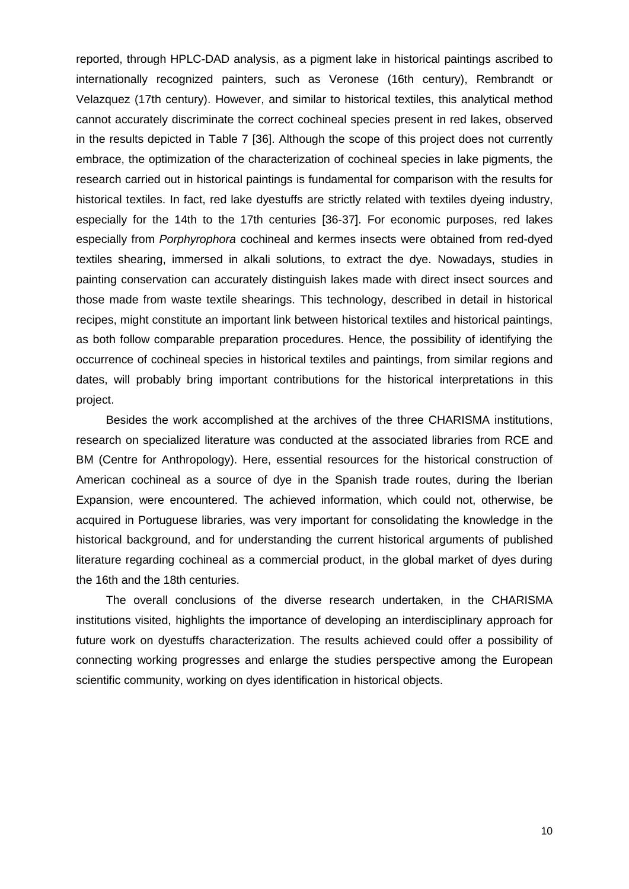reported, through HPLC-DAD analysis, as a pigment lake in historical paintings ascribed to internationally recognized painters, such as Veronese (16th century), Rembrandt or Velazquez (17th century). However, and similar to historical textiles, this analytical method cannot accurately discriminate the correct cochineal species present in red lakes, observed in the results depicted in Table 7 [36]. Although the scope of this project does not currently embrace, the optimization of the characterization of cochineal species in lake pigments, the research carried out in historical paintings is fundamental for comparison with the results for historical textiles. In fact, red lake dyestuffs are strictly related with textiles dyeing industry, especially for the 14th to the 17th centuries [36-37]. For economic purposes, red lakes especially from *Porphyrophora* cochineal and kermes insects were obtained from red-dyed textiles shearing, immersed in alkali solutions, to extract the dye. Nowadays, studies in painting conservation can accurately distinguish lakes made with direct insect sources and those made from waste textile shearings. This technology, described in detail in historical recipes, might constitute an important link between historical textiles and historical paintings, as both follow comparable preparation procedures. Hence, the possibility of identifying the occurrence of cochineal species in historical textiles and paintings, from similar regions and dates, will probably bring important contributions for the historical interpretations in this project.

Besides the work accomplished at the archives of the three CHARISMA institutions, research on specialized literature was conducted at the associated libraries from RCE and BM (Centre for Anthropology). Here, essential resources for the historical construction of American cochineal as a source of dye in the Spanish trade routes, during the Iberian Expansion, were encountered. The achieved information, which could not, otherwise, be acquired in Portuguese libraries, was very important for consolidating the knowledge in the historical background, and for understanding the current historical arguments of published literature regarding cochineal as a commercial product, in the global market of dyes during the 16th and the 18th centuries.

The overall conclusions of the diverse research undertaken, in the CHARISMA institutions visited, highlights the importance of developing an interdisciplinary approach for future work on dyestuffs characterization. The results achieved could offer a possibility of connecting working progresses and enlarge the studies perspective among the European scientific community, working on dyes identification in historical objects.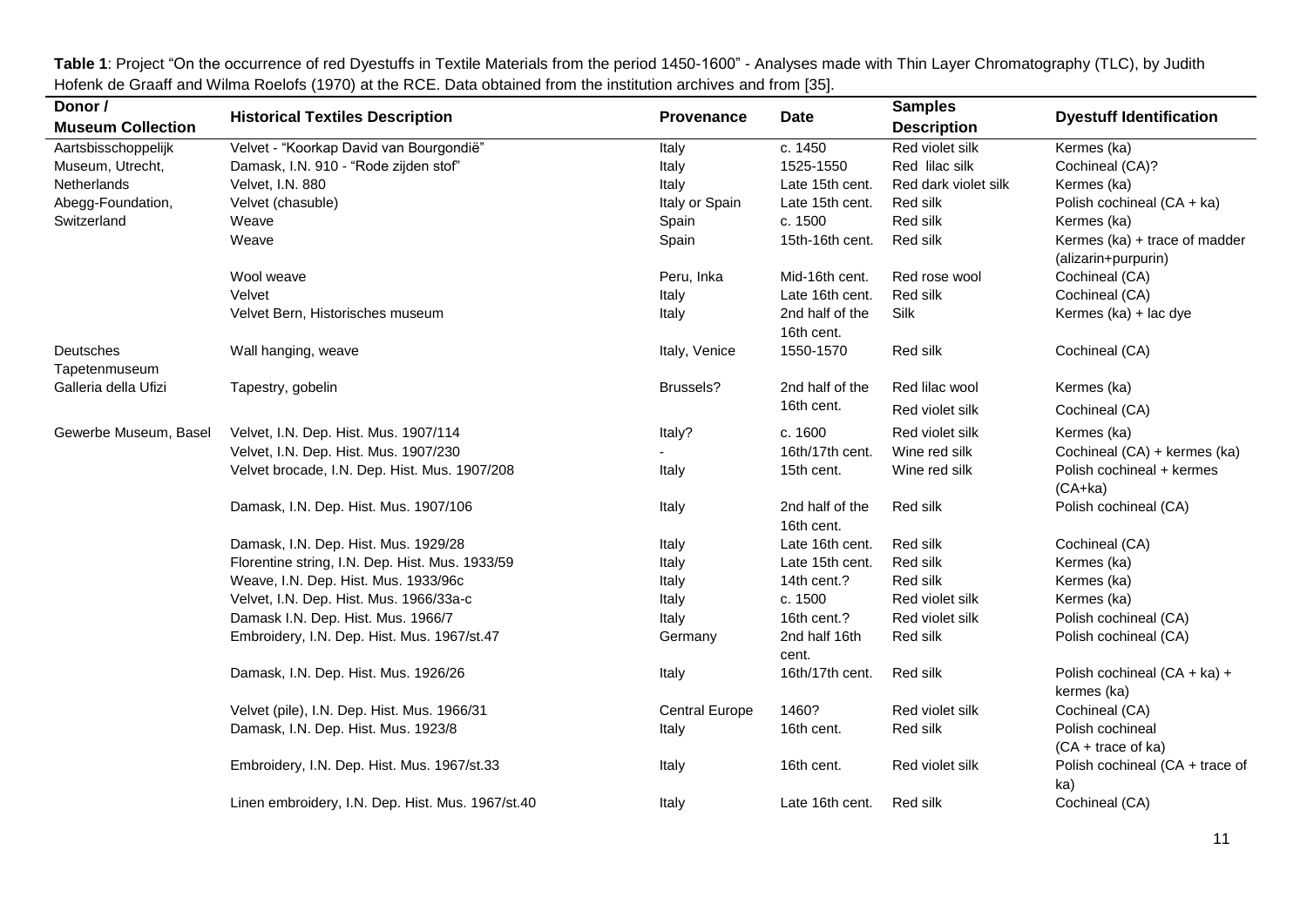**Table 1**: Project "On the occurrence of red Dyestuffs in Textile Materials from the period 1450-1600" - Analyses made with Thin Layer Chromatography (TLC), by Judith Hofenk de Graaff and Wilma Roelofs (1970) at the RCE. Data obtained from the institution archives and from [35].

| Donor / Museum Collection | Historical Textiles Description | Provenance | Date | Samples Description | Dyestuff Identification |
|---|---|---|---|---|---|
| Aartsbisschoppelijk Museum, Utrecht, Netherlands | Velvet - "Koorkap David van Bourgondië" | Italy | c. 1450 | Red violet silk | Kermes (ka) |
| | Damask, I.N. 910 - "Rode zijden stof" | Italy | 1525-1550 | Red lilac silk | Cochineal (CA)? |
| | Velvet, I.N. 880 | Italy | Late 15th cent. | Red dark violet silk | Kermes (ka) |
| Abegg-Foundation, Switzerland | Velvet (chasuble) | Italy or Spain | Late 15th cent. | Red silk | Polish cochineal (CA + ka) |
| | Weave | Spain | c. 1500 | Red silk | Kermes (ka) |
| | Weave | Spain | 15th-16th cent. | Red silk | Kermes (ka) + trace of madder (alizarin+purpurin) |
| | Wool weave | Peru, Inka | Mid-16th cent. | Red rose wool | Cochineal (CA) |
| | Velvet | Italy | Late 16th cent. | Red silk | Cochineal (CA) |
| | Velvet Bern, Historisches museum | Italy | 2nd half of the 16th cent. | Silk | Kermes (ka) + lac dye |
| Deutsches Tapetenmuseum | Wall hanging, weave | Italy, Venice | 1550-1570 | Red silk | Cochineal (CA) |
| Galleria della Ufizi | Tapestry, gobelin | Brussels? | 2nd half of the 16th cent. | Red lilac wool | Kermes (ka) |
| | | | | Red violet silk | Cochineal (CA) |
| Gewerbe Museum, Basel | Velvet, I.N. Dep. Hist. Mus. 1907/114 | Italy? | c. 1600 | Red violet silk | Kermes (ka) |
| | Velvet, I.N. Dep. Hist. Mus. 1907/230 | - | 16th/17th cent. | Wine red silk | Cochineal (CA) + kermes (ka) |
| | Velvet brocade, I.N. Dep. Hist. Mus. 1907/208 | Italy | 15th cent. | Wine red silk | Polish cochineal + kermes (CA+ka) |
| | Damask, I.N. Dep. Hist. Mus. 1907/106 | Italy | 2nd half of the 16th cent. | Red silk | Polish cochineal (CA) |
| | Damask, I.N. Dep. Hist. Mus. 1929/28 | Italy | Late 16th cent. | Red silk | Cochineal (CA) |
| | Florentine string, I.N. Dep. Hist. Mus. 1933/59 | Italy | Late 15th cent. | Red silk | Kermes (ka) |
| | Weave, I.N. Dep. Hist. Mus. 1933/96c | Italy | 14th cent.? | Red silk | Kermes (ka) |
| | Velvet, I.N. Dep. Hist. Mus. 1966/33a-c | Italy | c. 1500 | Red violet silk | Kermes (ka) |
| | Damask I.N. Dep. Hist. Mus. 1966/7 | Italy | 16th cent.? | Red violet silk | Polish cochineal (CA) |
| | Embroidery, I.N. Dep. Hist. Mus. 1967/st.47 | Germany | 2nd half 16th cent. | Red silk | Polish cochineal (CA) |
| | Damask, I.N. Dep. Hist. Mus. 1926/26 | Italy | 16th/17th cent. | Red silk | Polish cochineal (CA + ka) + kermes (ka) |
| | Velvet (pile), I.N. Dep. Hist. Mus. 1966/31 | Central Europe | 1460? | Red violet silk | Cochineal (CA) |
| | Damask, I.N. Dep. Hist. Mus. 1923/8 | Italy | 16th cent. | Red silk | Polish cochineal (CA + trace of ka) |
| | Embroidery, I.N. Dep. Hist. Mus. 1967/st.33 | Italy | 16th cent. | Red violet silk | Polish cochineal (CA + trace of ka) |
| | Linen embroidery, I.N. Dep. Hist. Mus. 1967/st.40 | Italy | Late 16th cent. | Red silk | Cochineal (CA) |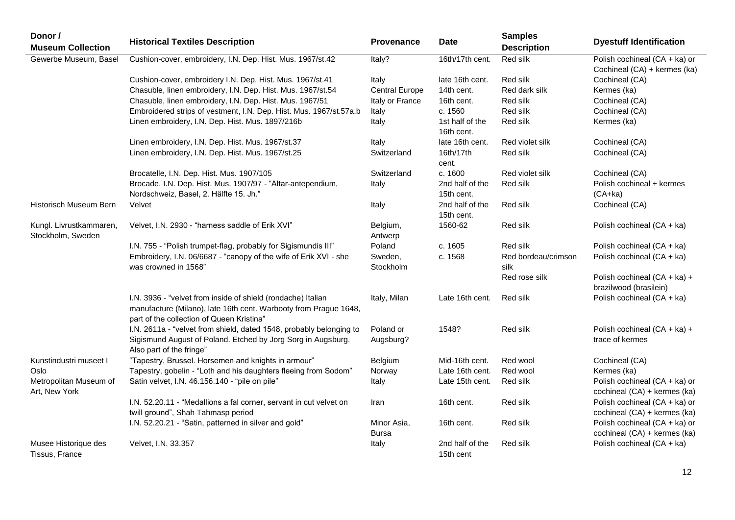| Donor / Museum Collection | Historical Textiles Description | Provenance | Date | Samples Description | Dyestuff Identification |
|---|---|---|---|---|---|
| Gewerbe Museum, Basel | Cushion-cover, embroidery, I.N. Dep. Hist. Mus. 1967/st.42 | Italy? | 16th/17th cent. | Red silk | Polish cochineal (CA + ka) or Cochineal (CA) + kermes (ka) |
| | Cushion-cover, embroidery I.N. Dep. Hist. Mus. 1967/st.41 | Italy | late 16th cent. | Red silk | Cochineal (CA) |
| | Chasuble, linen embroidery, I.N. Dep. Hist. Mus. 1967/st.54 | Central Europe | 14th cent. | Red dark silk | Kermes (ka) |
| | Chasuble, linen embroidery, I.N. Dep. Hist. Mus. 1967/51 | Italy or France | 16th cent. | Red silk | Cochineal (CA) |
| | Embroidered strips of vestment, I.N. Dep. Hist. Mus. 1967/st.57a,b | Italy | c. 1560 | Red silk | Cochineal (CA) |
| | Linen embroidery, I.N. Dep. Hist. Mus. 1897/216b | Italy | 1st half of the 16th cent. | Red silk | Kermes (ka) |
| | Linen embroidery, I.N. Dep. Hist. Mus. 1967/st.37 | Italy | late 16th cent. | Red violet silk | Cochineal (CA) |
| | Linen embroidery, I.N. Dep. Hist. Mus. 1967/st.25 | Switzerland | 16th/17th cent. | Red silk | Cochineal (CA) |
| | Brocatelle, I.N. Dep. Hist. Mus. 1907/105 | Switzerland | c. 1600 | Red violet silk | Cochineal (CA) |
| | Brocade, I.N. Dep. Hist. Mus. 1907/97 - "Altar-antependium, Nordschweiz, Basel, 2. Hälfte 15. Jh." | Italy | 2nd half of the 15th cent. | Red silk | Polish cochineal + kermes (CA+ka) |
| Historisch Museum Bern | Velvet | Italy | 2nd half of the 15th cent. | Red silk | Cochineal (CA) |
| Kungl. Livrustkammaren, Stockholm, Sweden | Velvet, I.N. 2930 - "harness saddle of Erik XVI" | Belgium, Antwerp | 1560-62 | Red silk | Polish cochineal (CA + ka) |
| | I.N. 755 - "Polish trumpet-flag, probably for Sigismundis III" | Poland | c. 1605 | Red silk | Polish cochineal (CA + ka) |
| | Embroidery, I.N. 06/6687 - "canopy of the wife of Erik XVI - she was crowned in 1568" | Sweden, Stockholm | c. 1568 | Red bordeau/crimson silk | Polish cochineal (CA + ka) |
| | | | | Red rose silk | Polish cochineal (CA + ka) + brazilwood (brasilein) |
| | I.N. 3936 - "velvet from inside of shield (rondache) Italian manufacture (Milano), late 16th cent. Warbooty from Prague 1648, part of the collection of Queen Kristina" | Italy, Milan | Late 16th cent. | Red silk | Polish cochineal (CA + ka) |
| | I.N. 2611a - "velvet from shield, dated 1548, probably belonging to Sigismund August of Poland. Etched by Jorg Sorg in Augsburg. Also part of the fringe" | Poland or Augsburg? | 1548? | Red silk | Polish cochineal (CA + ka) + trace of kermes |
| Kunstindustri museet I Oslo | "Tapestry, Brussel. Horsemen and knights in armour" | Belgium | Mid-16th cent. | Red wool | Cochineal (CA) |
| | Tapestry, gobelin - "Loth and his daughters fleeing from Sodom" | Norway | Late 16th cent. | Red wool | Kermes (ka) |
| Metropolitan Museum of Art, New York | Satin velvet, I.N. 46.156.140 - "pile on pile" | Italy | Late 15th cent. | Red silk | Polish cochineal (CA + ka) or cochineal (CA) + kermes (ka) |
| | I.N. 52.20.11 - "Medallions a fal corner, servant in cut velvet on twill ground", Shah Tahmasp period | Iran | 16th cent. | Red silk | Polish cochineal (CA + ka) or cochineal (CA) + kermes (ka) |
| | I.N. 52.20.21 - "Satin, patterned in silver and gold" | Minor Asia, Bursa | 16th cent. | Red silk | Polish cochineal (CA + ka) or cochineal (CA) + kermes (ka) |
| Musee Historique des Tissus, France | Velvet, I.N. 33.357 | Italy | 2nd half of the 15th cent | Red silk | Polish cochineal (CA + ka) |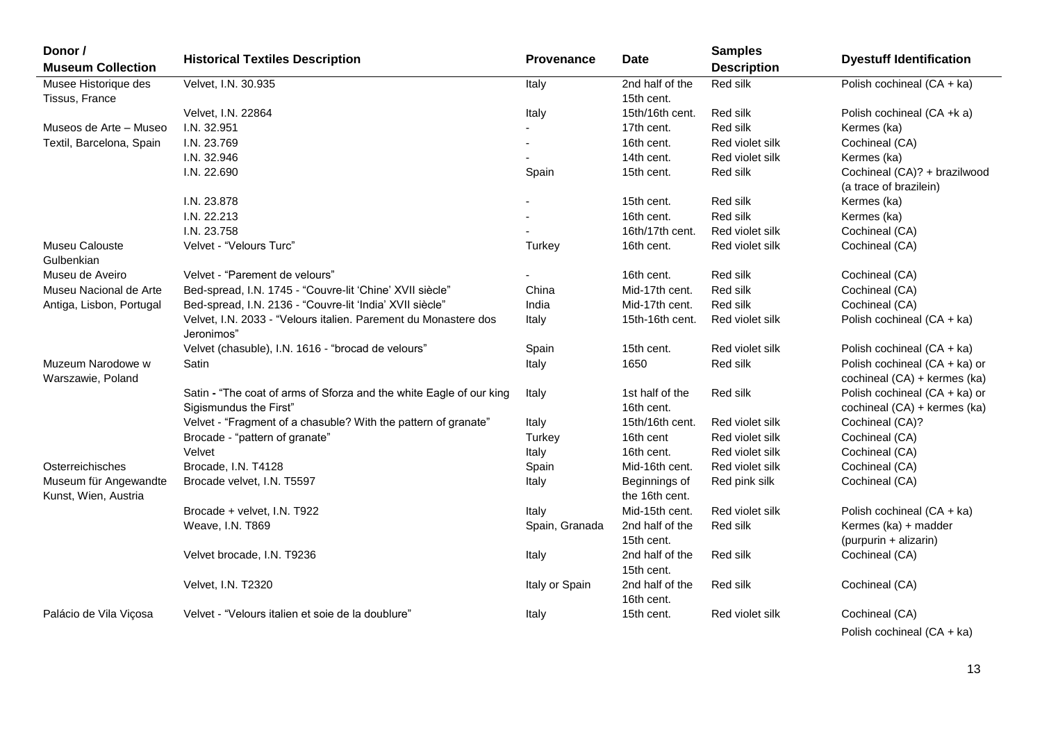| Donor / Museum Collection | Historical Textiles Description | Provenance | Date | Samples Description | Dyestuff Identification |
|---|---|---|---|---|---|
| Musee Historique des Tissus, France | Velvet, I.N. 30.935 | Italy | 2nd half of the 15th cent. | Red silk | Polish cochineal (CA + ka) |
| | Velvet, I.N. 22864 | Italy | 15th/16th cent. | Red silk | Polish cochineal (CA +k a) |
| Museos de Arte – Museo Textil, Barcelona, Spain | I.N. 32.951 | - | 17th cent. | Red silk | Kermes (ka) |
| | I.N. 23.769 | - | 16th cent. | Red violet silk | Cochineal (CA) |
| | I.N. 32.946 | - | 14th cent. | Red violet silk | Kermes (ka) |
| | I.N. 22.690 | Spain | 15th cent. | Red silk | Cochineal (CA)? + brazilwood (a trace of brazilein) |
| | I.N. 23.878 | - | 15th cent. | Red silk | Kermes (ka) |
| | I.N. 22.213 | - | 16th cent. | Red silk | Kermes (ka) |
| | I.N. 23.758 | - | 16th/17th cent. | Red violet silk | Cochineal (CA) |
| Museu Calouste Gulbenkian | Velvet - "Velours Turc" | Turkey | 16th cent. | Red violet silk | Cochineal (CA) |
| Museu de Aveiro | Velvet - "Parement de velours" | - | 16th cent. | Red silk | Cochineal (CA) |
| Museu Nacional de Arte Antiga, Lisbon, Portugal | Bed-spread, I.N. 1745 - "Couvre-lit 'Chine' XVII siècle" | China | Mid-17th cent. | Red silk | Cochineal (CA) |
| | Bed-spread, I.N. 2136 - "Couvre-lit 'India' XVII siècle" | India | Mid-17th cent. | Red silk | Cochineal (CA) |
| | Velvet, I.N. 2033 - "Velours italien. Parement du Monastere dos Jeronimos" | Italy | 15th-16th cent. | Red violet silk | Polish cochineal (CA + ka) |
| | Velvet (chasuble), I.N. 1616 - "brocad de velours" | Spain | 15th cent. | Red violet silk | Polish cochineal (CA + ka) |
| Muzeum Narodowe w Warszawie, Poland | Satin | Italy | 1650 | Red silk | Polish cochineal (CA + ka) or cochineal (CA) + kermes (ka) |
| | Satin - "The coat of arms of Sforza and the white Eagle of our king Sigismundus the First" | Italy | 1st half of the 16th cent. | Red silk | Polish cochineal (CA + ka) or cochineal (CA) + kermes (ka) |
| | Velvet - "Fragment of a chasuble? With the pattern of granate" | Italy | 15th/16th cent. | Red violet silk | Cochineal (CA)? |
| | Brocade - "pattern of granate" | Turkey | 16th cent | Red violet silk | Cochineal (CA) |
| | Velvet | Italy | 16th cent. | Red violet silk | Cochineal (CA) |
| Osterreichisches Museum für Angewandte Kunst, Wien, Austria | Brocade, I.N. T4128 | Spain | Mid-16th cent. | Red violet silk | Cochineal (CA) |
| | Brocade velvet, I.N. T5597 | Italy | Beginnings of the 16th cent. | Red pink silk | Cochineal (CA) |
| | Brocade + velvet, I.N. T922 | Italy | Mid-15th cent. | Red violet silk | Polish cochineal (CA + ka) |
| | Weave, I.N. T869 | Spain, Granada | 2nd half of the 15th cent. | Red silk | Kermes (ka) + madder (purpurin + alizarin) |
| | Velvet brocade, I.N. T9236 | Italy | 2nd half of the 15th cent. | Red silk | Cochineal (CA) |
| | Velvet, I.N. T2320 | Italy or Spain | 2nd half of the 16th cent. | Red silk | Cochineal (CA) |
| Palácio de Vila Viçosa | Velvet - "Velours italien et soie de la doublure" | Italy | 15th cent. | Red violet silk | Cochineal (CA) Polish cochineal (CA + ka) |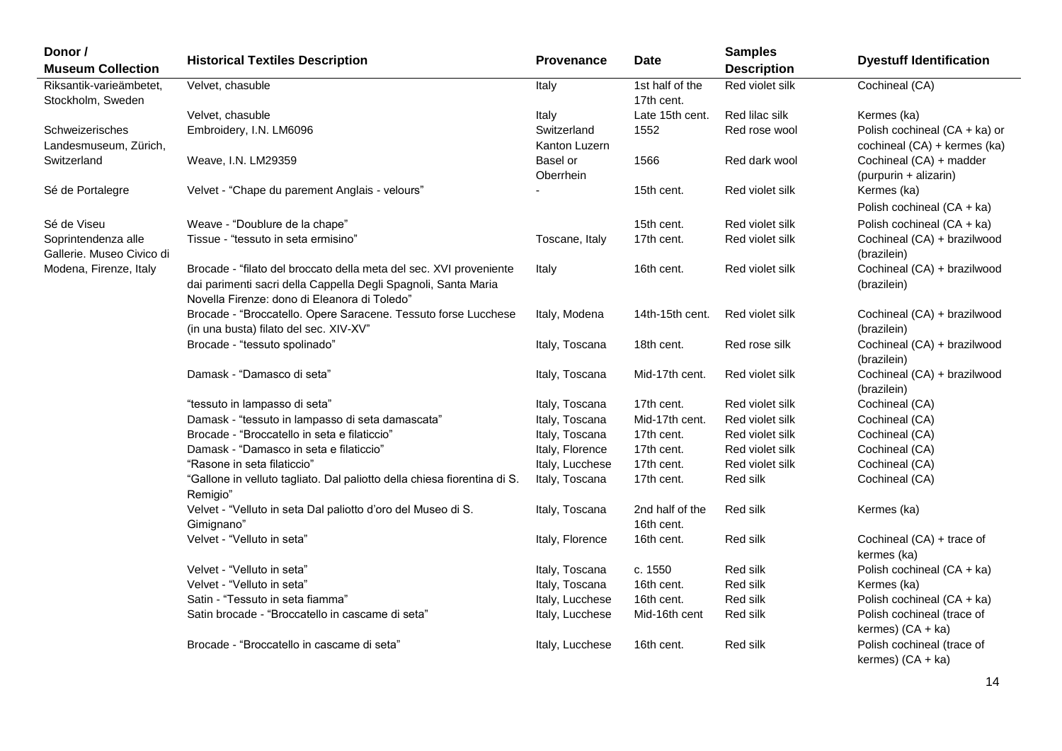| Donor / Museum Collection | Historical Textiles Description | Provenance | Date | Samples Description | Dyestuff Identification |
|---|---|---|---|---|---|
| Riksantik-varieämbetet, Stockholm, Sweden | Velvet, chasuble | Italy | 1st half of the 17th cent. | Red violet silk | Cochineal (CA) |
| | Velvet, chasuble | Italy | Late 15th cent. | Red lilac silk | Kermes (ka) |
| Schweizerisches Landesmuseum, Zürich, Switzerland | Embroidery, I.N. LM6096 | Switzerland Kanton Luzern | 1552 | Red rose wool | Polish cochineal (CA + ka) or cochineal (CA) + kermes (ka) |
| | Weave, I.N. LM29359 | Basel or Oberrhein | 1566 | Red dark wool | Cochineal (CA) + madder (purpurin + alizarin) |
| Sé de Portalegre | Velvet - "Chape du parement Anglais - velours" | - | 15th cent. | Red violet silk | Kermes (ka) |
| | | | | | Polish cochineal (CA + ka) |
| Sé de Viseu | Weave - "Doublure de la chape" | | 15th cent. | Red violet silk | Polish cochineal (CA + ka) |
| Soprintendenza alle Gallerie. Museo Civico di Modena, Firenze, Italy | Tissue - "tessuto in seta ermisino" | Toscane, Italy | 17th cent. | Red violet silk | Cochineal (CA) + brazilwood (brazilein) |
| | Brocade - "filato del broccato della meta del sec. XVI proveniente dai parimenti sacri della Cappella Degli Spagnoli, Santa Maria Novella Firenze: dono di Eleanora di Toledo" | Italy | 16th cent. | Red violet silk | Cochineal (CA) + brazilwood (brazilein) |
| | Brocade - "Broccatello. Opere Saracene. Tessuto forse Lucchese (in una busta) filato del sec. XIV-XV" | Italy, Modena | 14th-15th cent. | Red violet silk | Cochineal (CA) + brazilwood (brazilein) |
| | Brocade - "tessuto spolinado" | Italy, Toscana | 18th cent. | Red rose silk | Cochineal (CA) + brazilwood (brazilein) |
| | Damask - "Damasco di seta" | Italy, Toscana | Mid-17th cent. | Red violet silk | Cochineal (CA) + brazilwood (brazilein) |
| | "tessuto in lampasso di seta" | Italy, Toscana | 17th cent. | Red violet silk | Cochineal (CA) |
| | Damask - "tessuto in lampasso di seta damascata" | Italy, Toscana | Mid-17th cent. | Red violet silk | Cochineal (CA) |
| | Brocade - "Broccatello in seta e filaticcio" | Italy, Toscana | 17th cent. | Red violet silk | Cochineal (CA) |
| | Damask - "Damasco in seta e filaticcio" | Italy, Florence | 17th cent. | Red violet silk | Cochineal (CA) |
| | "Rasone in seta filaticcio" | Italy, Lucchese | 17th cent. | Red violet silk | Cochineal (CA) |
| | "Gallone in velluto tagliato. Dal paliotto della chiesa fiorentina di S. Remigio" | Italy, Toscana | 17th cent. | Red silk | Cochineal (CA) |
| | Velvet - "Velluto in seta Dal paliotto d'oro del Museo di S. Gimignano" | Italy, Toscana | 2nd half of the 16th cent. | Red silk | Kermes (ka) |
| | Velvet - "Velluto in seta" | Italy, Florence | 16th cent. | Red silk | Cochineal (CA) + trace of kermes (ka) |
| | Velvet - "Velluto in seta" | Italy, Toscana | c. 1550 | Red silk | Polish cochineal (CA + ka) |
| | Velvet - "Velluto in seta" | Italy, Toscana | 16th cent. | Red silk | Kermes (ka) |
| | Satin - "Tessuto in seta fiamma" | Italy, Lucchese | 16th cent. | Red silk | Polish cochineal (CA + ka) |
| | Satin brocade - "Broccatello in cascame di seta" | Italy, Lucchese | Mid-16th cent | Red silk | Polish cochineal (trace of kermes) (CA + ka) |
| | Brocade - "Broccatello in cascame di seta" | Italy, Lucchese | 16th cent. | Red silk | Polish cochineal (trace of kermes) (CA + ka) |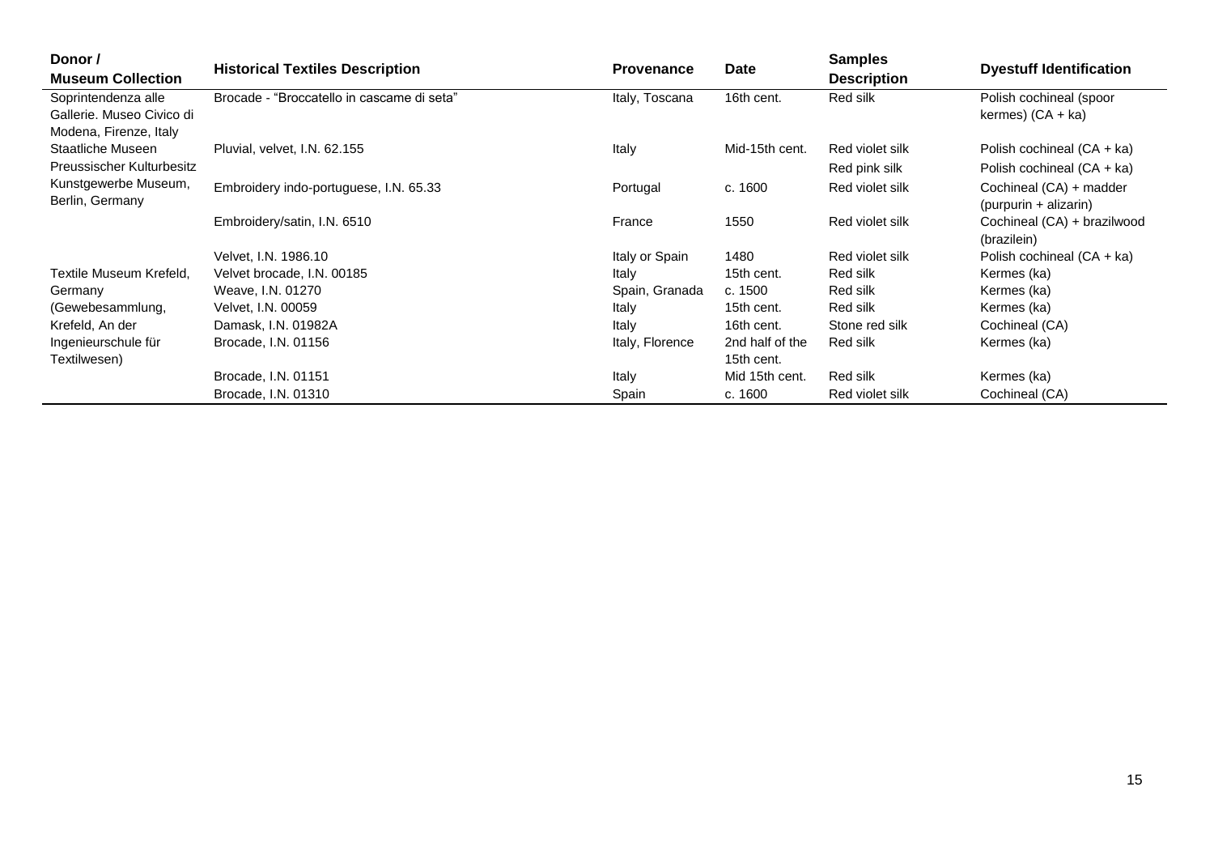| Donor / Museum Collection | Historical Textiles Description | Provenance | Date | Samples Description | Dyestuff Identification |
|---|---|---|---|---|---|
| Soprintendenza alle Gallerie. Museo Civico di Modena, Firenze, Italy | Brocade - "Broccatello in cascame di seta" | Italy, Toscana | 16th cent. | Red silk | Polish cochineal (spoor kermes) (CA + ka) |
| Staatliche Museen Preussischer Kulturbesitz Kunstgewerbe Museum, Berlin, Germany | Pluvial, velvet, I.N. 62.155 | Italy | Mid-15th cent. | Red violet silk | Polish cochineal (CA + ka) |
| | | | | Red pink silk | Polish cochineal (CA + ka) |
| | Embroidery indo-portuguese, I.N. 65.33 | Portugal | c. 1600 | Red violet silk | Cochineal (CA) + madder (purpurin + alizarin) |
| | Embroidery/satin, I.N. 6510 | France | 1550 | Red violet silk | Cochineal (CA) + brazilwood (brazilein) |
| | Velvet, I.N. 1986.10 | Italy or Spain | 1480 | Red violet silk | Polish cochineal (CA + ka) |
| Textile Museum Krefeld, Germany (Gewebesammlung, Krefeld, An der Ingenieurschule für Textilwesen) | Velvet brocade, I.N. 00185 | Italy | 15th cent. | Red silk | Kermes (ka) |
| | Weave, I.N. 01270 | Spain, Granada | c. 1500 | Red silk | Kermes (ka) |
| | Velvet, I.N. 00059 | Italy | 15th cent. | Red silk | Kermes (ka) |
| | Damask, I.N. 01982A | Italy | 16th cent. | Stone red silk | Cochineal (CA) |
| | Brocade, I.N. 01156 | Italy, Florence | 2nd half of the 15th cent. | Red silk | Kermes (ka) |
| | Brocade, I.N. 01151 | Italy | Mid 15th cent. | Red silk | Kermes (ka) |
| | Brocade, I.N. 01310 | Spain | c. 1600 | Red violet silk | Cochineal (CA) |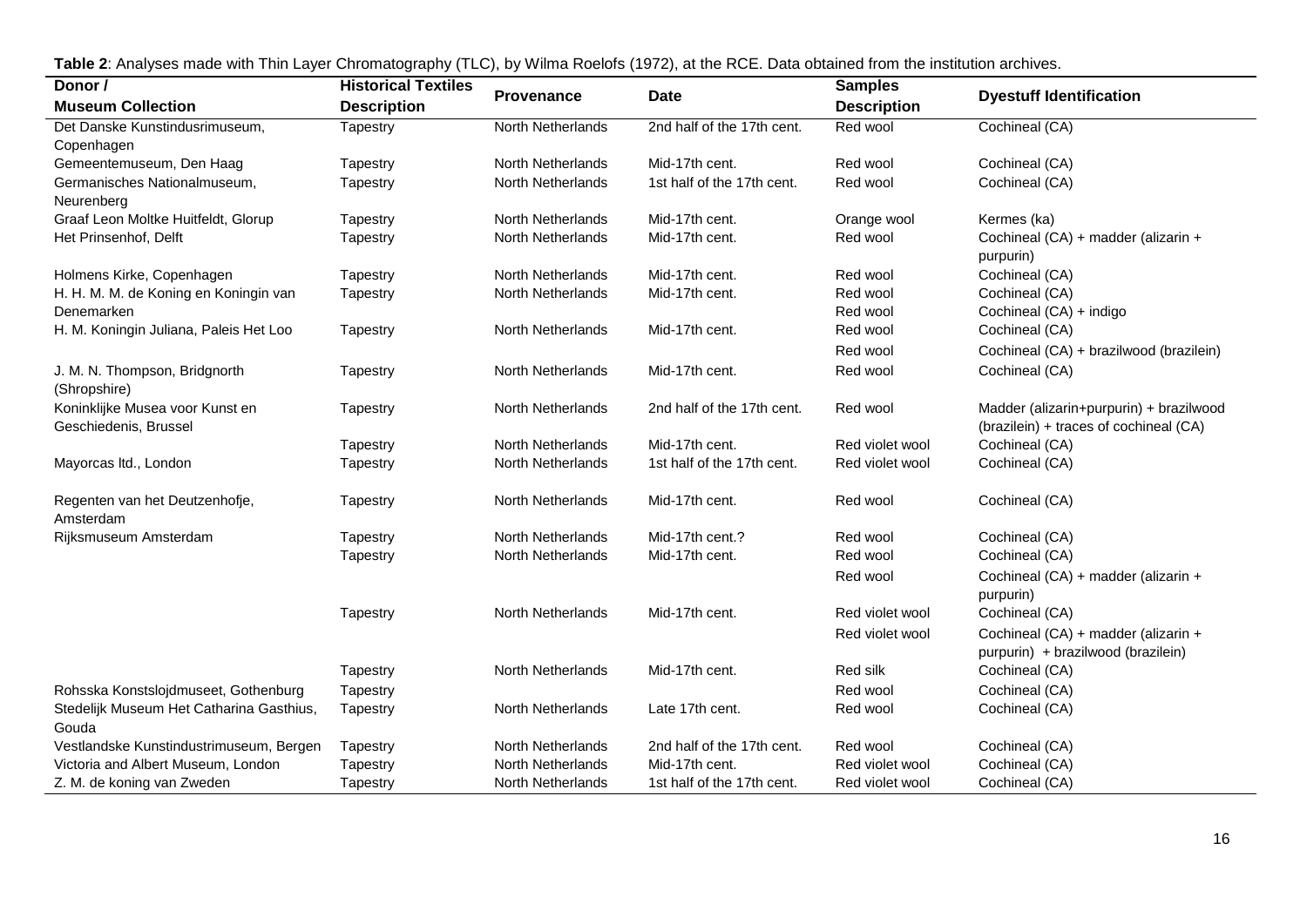**Table 2**: Analyses made with Thin Layer Chromatography (TLC), by Wilma Roelofs (1972), at the RCE. Data obtained from the institution archives.

| Donor / Museum Collection | Historical Textiles Description | Provenance | Date | Samples Description | Dyestuff Identification |
|---|---|---|---|---|---|
| Det Danske Kunstindusrimuseum, Copenhagen | Tapestry | North Netherlands | 2nd half of the 17th cent. | Red wool | Cochineal (CA) |
| Gemeentemuseum, Den Haag | Tapestry | North Netherlands | Mid-17th cent. | Red wool | Cochineal (CA) |
| Germanisches Nationalmuseum, Neurenberg | Tapestry | North Netherlands | 1st half of the 17th cent. | Red wool | Cochineal (CA) |
| Graaf Leon Moltke Huitfeldt, Glorup | Tapestry | North Netherlands | Mid-17th cent. | Orange wool | Kermes (ka) |
| Het Prinsenhof, Delft | Tapestry | North Netherlands | Mid-17th cent. | Red wool | Cochineal (CA) + madder (alizarin + purpurin) |
| Holmens Kirke, Copenhagen | Tapestry | North Netherlands | Mid-17th cent. | Red wool | Cochineal (CA) |
| H. H. M. M. de Koning en Koningin van Denemarken | Tapestry | North Netherlands | Mid-17th cent. | Red wool | Cochineal (CA) |
| | | | | Red wool | Cochineal (CA) + indigo |
| H. M. Koningin Juliana, Paleis Het Loo | Tapestry | North Netherlands | Mid-17th cent. | Red wool | Cochineal (CA) |
| | | | | Red wool | Cochineal (CA) + brazilwood (brazilein) |
| J. M. N. Thompson, Bridgnorth (Shropshire) | Tapestry | North Netherlands | Mid-17th cent. | Red wool | Cochineal (CA) |
| Koninklijke Musea voor Kunst en Geschiedenis, Brussel | Tapestry | North Netherlands | 2nd half of the 17th cent. | Red wool | Madder (alizarin+purpurin) + brazilwood (brazilein) + traces of cochineal (CA) |
| | Tapestry | North Netherlands | Mid-17th cent. | Red violet wool | Cochineal (CA) |
| Mayorcas ltd., London | Tapestry | North Netherlands | 1st half of the 17th cent. | Red violet wool | Cochineal (CA) |
| Regenten van het Deutzenhofje, Amsterdam | Tapestry | North Netherlands | Mid-17th cent. | Red wool | Cochineal (CA) |
| Rijksmuseum Amsterdam | Tapestry | North Netherlands | Mid-17th cent.? | Red wool | Cochineal (CA) |
| | Tapestry | North Netherlands | Mid-17th cent. | Red wool | Cochineal (CA) |
| | | | | Red wool | Cochineal (CA) + madder (alizarin + purpurin) |
| | Tapestry | North Netherlands | Mid-17th cent. | Red violet wool | Cochineal (CA) |
| | | | | Red violet wool | Cochineal (CA) + madder (alizarin + purpurin) + brazilwood (brazilein) |
| | Tapestry | North Netherlands | Mid-17th cent. | Red silk | Cochineal (CA) |
| Rohsska Konstslojdmuseet, Gothenburg | Tapestry | | | Red wool | Cochineal (CA) |
| Stedelijk Museum Het Catharina Gasthius, Gouda | Tapestry | North Netherlands | Late 17th cent. | Red wool | Cochineal (CA) |
| Vestlandske Kunstindustrimuseum, Bergen | Tapestry | North Netherlands | 2nd half of the 17th cent. | Red wool | Cochineal (CA) |
| Victoria and Albert Museum, London | Tapestry | North Netherlands | Mid-17th cent. | Red violet wool | Cochineal (CA) |
| Z. M. de koning van Zweden | Tapestry | North Netherlands | 1st half of the 17th cent. | Red violet wool | Cochineal (CA) |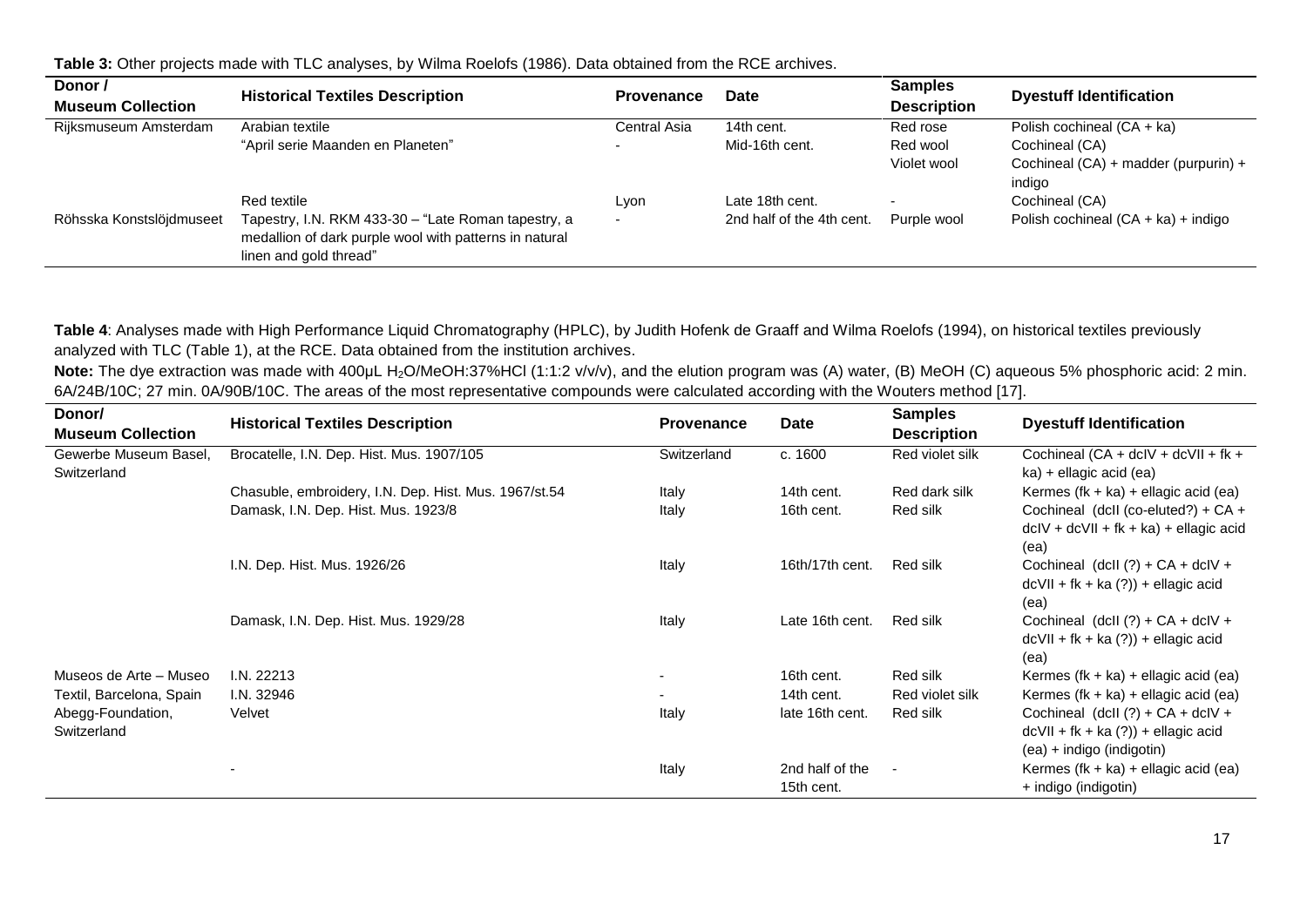**Table 3:** Other projects made with TLC analyses, by Wilma Roelofs (1986). Data obtained from the RCE archives.

| Donor / Museum Collection | Historical Textiles Description | Provenance | Date | Samples Description | Dyestuff Identification |
|---|---|---|---|---|---|
| Rijksmuseum Amsterdam | Arabian textile | Central Asia | 14th cent. | Red rose | Polish cochineal (CA + ka) |
| | "April serie Maanden en Planeten" | - | Mid-16th cent. | Red wool | Cochineal (CA) |
| | | | | Violet wool | Cochineal (CA) + madder (purpurin) + indigo |
| | Red textile | Lyon | Late 18th cent. | - | Cochineal (CA) |
| Röhsska Konstslöjdmuseet | Tapestry, I.N. RKM 433-30 – "Late Roman tapestry, a medallion of dark purple wool with patterns in natural linen and gold thread" | - | 2nd half of the 4th cent. | Purple wool | Polish cochineal (CA + ka) + indigo |

**Table 4**: Analyses made with High Performance Liquid Chromatography (HPLC), by Judith Hofenk de Graaff and Wilma Roelofs (1994), on historical textiles previously analyzed with TLC (Table 1), at the RCE. Data obtained from the institution archives.

**Note:** The dye extraction was made with 400μL $H_2O$/MeOH:37%HCl (1:1:2 v/v/v), and the elution program was (A) water, (B) MeOH (C) aqueous 5% phosphoric acid: 2 min. 6A/24B/10C; 27 min. 0A/90B/10C. The areas of the most representative compounds were calculated according with the Wouters method [17].

| Donor/ Museum Collection | Historical Textiles Description | Provenance | Date | Samples Description | Dyestuff Identification |
|---|---|---|---|---|---|
| Gewerbe Museum Basel, Switzerland | Brocatelle, I.N. Dep. Hist. Mus. 1907/105 | Switzerland | c. 1600 | Red violet silk | Cochineal (CA + dcIV + dcVII + fk + ka) + ellagic acid (ea) |
| | Chasuble, embroidery, I.N. Dep. Hist. Mus. 1967/st.54 | Italy | 14th cent. | Red dark silk | Kermes (fk + ka) + ellagic acid (ea) |
| | Damask, I.N. Dep. Hist. Mus. 1923/8 | Italy | 16th cent. | Red silk | Cochineal (dcII (co-eluted?) + CA + dcIV + dcVII + fk + ka) + ellagic acid (ea) |
| | I.N. Dep. Hist. Mus. 1926/26 | Italy | 16th/17th cent. | Red silk | Cochineal (dcII (?) + CA + dcIV + dcVII + fk + ka (?)) + ellagic acid (ea) |
| | Damask, I.N. Dep. Hist. Mus. 1929/28 | Italy | Late 16th cent. | Red silk | Cochineal (dcII (?) + CA + dcIV + dcVII + fk + ka (?)) + ellagic acid (ea) |
| Museos de Arte – Museo Textil, Barcelona, Spain | I.N. 22213 | - | 16th cent. | Red silk | Kermes (fk + ka) + ellagic acid (ea) |
| | I.N. 32946 | - | 14th cent. | Red violet silk | Kermes (fk + ka) + ellagic acid (ea) |
| Abegg-Foundation, Switzerland | Velvet | Italy | late 16th cent. | Red silk | Cochineal (dcII (?) + CA + dcIV + dcVII + fk + ka (?)) + ellagic acid (ea) + indigo (indigotin) |
| | - | Italy | 2nd half of the 15th cent. | - | Kermes (fk + ka) + ellagic acid (ea) + indigo (indigotin) |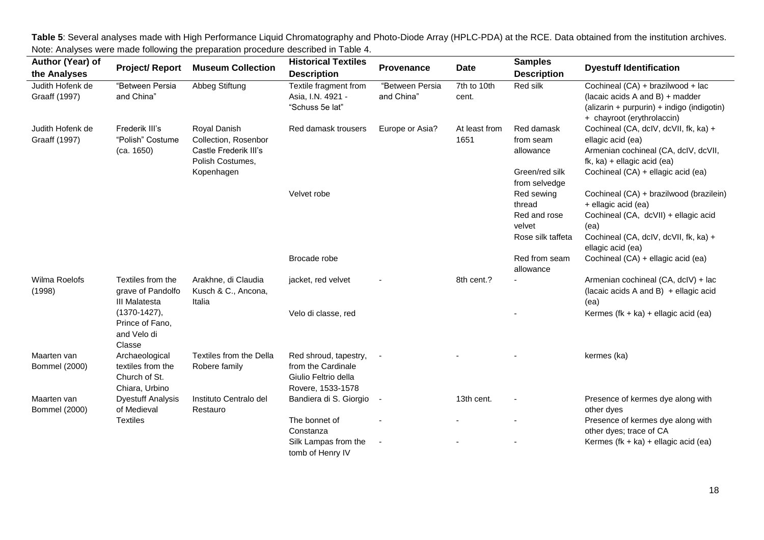**Table 5**: Several analyses made with High Performance Liquid Chromatography and Photo-Diode Array (HPLC-PDA) at the RCE. Data obtained from the institution archives. Note: Analyses were made following the preparation procedure described in Table 4.

| Author (Year) of the Analyses | Project/ Report | Museum Collection | Historical Textiles Description | Provenance | Date | Samples Description | Dyestuff Identification |
|---|---|---|---|---|---|---|---|
| Judith Hofenk de Graaff (1997) | "Between Persia and China" | Abbeg Stiftung | Textile fragment from Asia, I.N. 4921 - "Schuss 5e lat" | "Between Persia and China" | 7th to 10th cent. | Red silk | Cochineal (CA) + brazilwood + lac (lacaic acids A and B) + madder (alizarin + purpurin) + indigo (indigotin) + chayroot (erythrolaccin) |
| Judith Hofenk de Graaff (1997) | Frederik III's "Polish" Costume (ca. 1650) | Royal Danish Collection, Rosenbor Castle Frederik III's Polish Costumes, Kopenhagen | Red damask trousers | Europe or Asia? | At least from 1651 | Red damask from seam allowance | Cochineal (CA, dcIV, dcVII, fk, ka) + ellagic acid (ea) Armenian cochineal (CA, dcIV, dcVII, fk, ka) + ellagic acid (ea) |
| | | | | | | Green/red silk from selvedge | Cochineal (CA) + ellagic acid (ea) |
| | | | Velvet robe | | | Red sewing thread | Cochineal (CA) + brazilwood (brazilein) + ellagic acid (ea) |
| | | | | | | Red and rose velvet | Cochineal (CA, dcVII) + ellagic acid (ea) |
| | | | | | | Rose silk taffeta | Cochineal (CA, dcIV, dcVII, fk, ka) + ellagic acid (ea) |
| | | | Brocade robe | | | Red from seam allowance | Cochineal (CA) + ellagic acid (ea) |
| Wilma Roelofs (1998) | Textiles from the grave of Pandolfo III Malatesta (1370-1427), Prince of Fano, and Velo di Classe | Arakhne, di Claudia Kusch & C., Ancona, Italia | jacket, red velvet | - | 8th cent.? | - | Armenian cochineal (CA, dcIV) + lac (lacaic acids A and B) + ellagic acid (ea) |
| | | | Velo di classe, red | | | - | Kermes (fk + ka) + ellagic acid (ea) |
| Maarten van Bommel (2000) | Archaeological textiles from the Church of St. Chiara, Urbino | Textiles from the Della Robere family | Red shroud, tapestry, from the Cardinale Giulio Feltrio della Rovere, 1533-1578 | - | - | - | kermes (ka) |
| Maarten van Bommel (2000) | Dyestuff Analysis of Medieval Textiles | Instituto Centralo del Restauro | Bandiera di S. Giorgio | - | 13th cent. | - | Presence of kermes dye along with other dyes |
| | | | The bonnet of Constanza | - | - | - | Presence of kermes dye along with other dyes; trace of CA |
| | | | Silk Lampas from the tomb of Henry IV | - | - | - | Kermes (fk + ka) + ellagic acid (ea) |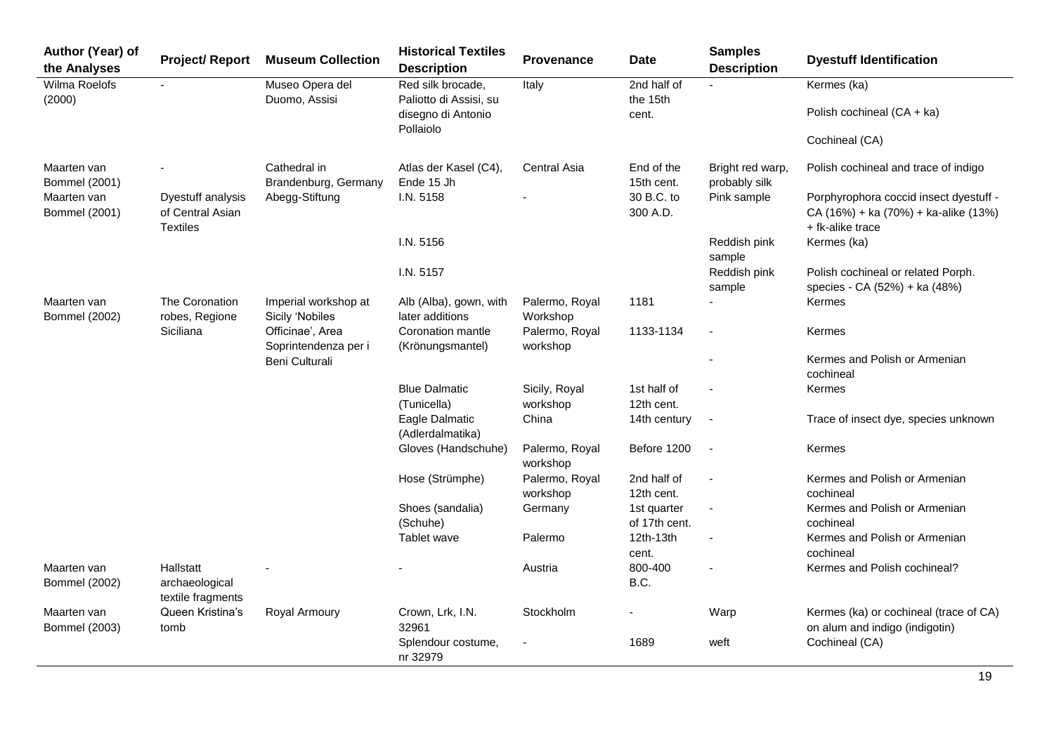| Author (Year) of the Analyses | Project/ Report | Museum Collection | Historical Textiles Description | Provenance | Date | Samples Description | Dyestuff Identification |
|---|---|---|---|---|---|---|---|
| Wilma Roelofs (2000) | - | Museo Opera del Duomo, Assisi | Red silk brocade, Paliotto di Assisi, su disegno di Antonio Pollaiolo | Italy | 2nd half of the 15th cent. | - | Kermes (ka) |
| | | | | | | | Polish cochineal (CA + ka) |
| | | | | | | | Cochineal (CA) |
| Maarten van Bommel (2001) | - | Cathedral in Brandenburg, Germany | Atlas der Kasel (C4), Ende 15 Jh | Central Asia | End of the 15th cent. | Bright red warp, probably silk | Polish cochineal and trace of indigo |
| Maarten van Bommel (2001) | Dyestuff analysis of Central Asian Textiles | Abegg-Stiftung | I.N. 5158 | - | 30 B.C. to 300 A.D. | Pink sample | Porphyrophora coccid insect dyestuff - CA (16%) + ka (70%) + ka-alike (13%) + fk-alike trace |
| | | | I.N. 5156 | | | Reddish pink sample | Kermes (ka) |
| | | | I.N. 5157 | | | Reddish pink sample | Polish cochineal or related Porph. species - CA (52%) + ka (48%) |
| Maarten van Bommel (2002) | The Coronation robes, Regione Siciliana | Imperial workshop at Sicily 'Nobiles Officinae', Area Soprintendenza per i Beni Culturali | Alb (Alba), gown, with later additions | Palermo, Royal Workshop | 1181 | - | Kermes |
| | | | Coronation mantle (Krönungsmantel) | Palermo, Royal workshop | 1133-1134 | - | Kermes |
| | | | | | | - | Kermes and Polish or Armenian cochineal |
| | | | Blue Dalmatic (Tunicella) | Sicily, Royal workshop | 1st half of 12th cent. | - | Kermes |
| | | | Eagle Dalmatic (Adlerdalmatika) | China | 14th century | - | Trace of insect dye, species unknown |
| | | | Gloves (Handschuhe) | Palermo, Royal workshop | Before 1200 | - | Kermes |
| | | | Hose (Strümphe) | Palermo, Royal workshop | 2nd half of 12th cent. | - | Kermes and Polish or Armenian cochineal |
| | | | Shoes (sandalia) (Schuhe) | Germany | 1st quarter of 17th cent. | - | Kermes and Polish or Armenian cochineal |
| | | | Tablet wave | Palermo | 12th-13th cent. | - | Kermes and Polish or Armenian cochineal |
| Maarten van Bommel (2002) | Hallstatt archaeological textile fragments | - | - | Austria | 800-400 B.C. | - | Kermes and Polish cochineal? |
| Maarten van Bommel (2003) | Queen Kristina's tomb | Royal Armoury | Crown, Lrk, I.N. 32961 | Stockholm | - | Warp | Kermes (ka) or cochineal (trace of CA) on alum and indigo (indigotin) |
| | | | Splendour costume, nr 32979 | - | 1689 | weft | Cochineal (CA) |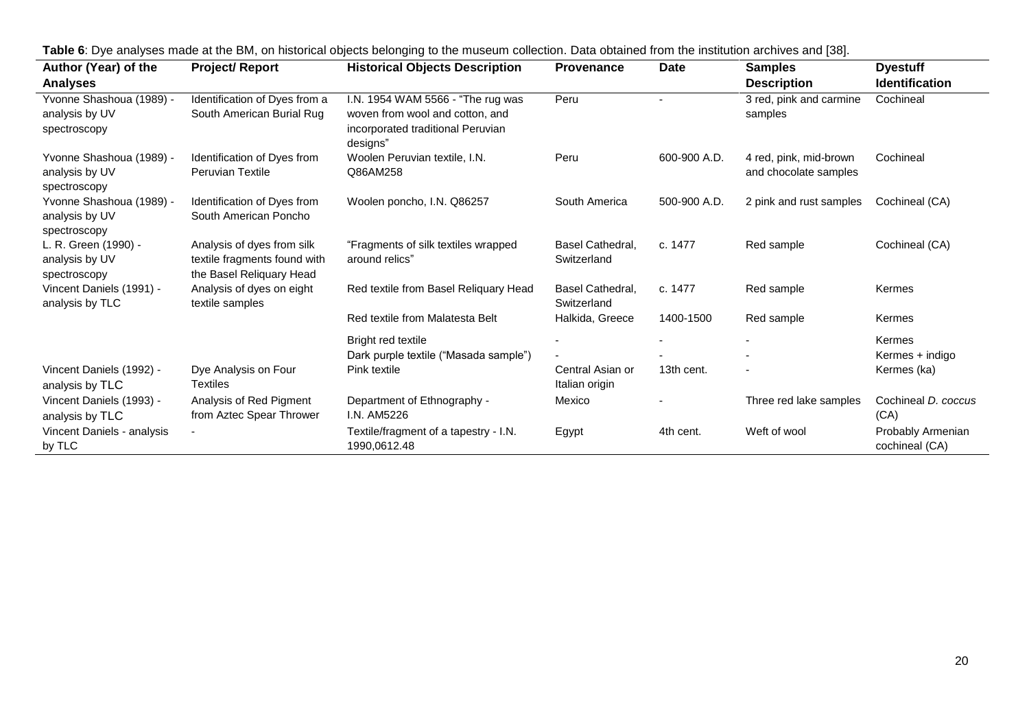**Table 6**: Dye analyses made at the BM, on historical objects belonging to the museum collection. Data obtained from the institution archives and [38].

| Author (Year) of the Analyses | Project/ Report | Historical Objects Description | Provenance | Date | Samples Description | Dyestuff Identification |
|---|---|---|---|---|---|---|
| Yvonne Shashoua (1989) - analysis by UV spectroscopy | Identification of Dyes from a South American Burial Rug | I.N. 1954 WAM 5566 - "The rug was woven from wool and cotton, and incorporated traditional Peruvian designs" | Peru | - | 3 red, pink and carmine samples | Cochineal |
| Yvonne Shashoua (1989) - analysis by UV spectroscopy | Identification of Dyes from Peruvian Textile | Woolen Peruvian textile, I.N. Q86AM258 | Peru | 600-900 A.D. | 4 red, pink, mid-brown and chocolate samples | Cochineal |
| Yvonne Shashoua (1989) - analysis by UV spectroscopy | Identification of Dyes from South American Poncho | Woolen poncho, I.N. Q86257 | South America | 500-900 A.D. | 2 pink and rust samples | Cochineal (CA) |
| L. R. Green (1990) - analysis by UV spectroscopy | Analysis of dyes from silk textile fragments found with the Basel Reliquary Head | "Fragments of silk textiles wrapped around relics" | Basel Cathedral, Switzerland | c. 1477 | Red sample | Cochineal (CA) |
| Vincent Daniels (1991) - analysis by TLC | Analysis of dyes on eight textile samples | Red textile from Basel Reliquary Head | Basel Cathedral, Switzerland | c. 1477 | Red sample | Kermes |
| | | Red textile from Malatesta Belt | Halkida, Greece | 1400-1500 | Red sample | Kermes |
| | | Bright red textile | - | - | - | Kermes |
| | | Dark purple textile ("Masada sample") | - | - | - | Kermes + indigo |
| Vincent Daniels (1992) - analysis by TLC | Dye Analysis on Four Textiles | Pink textile | Central Asian or Italian origin | 13th cent. | - | Kermes (ka) |
| Vincent Daniels (1993) - analysis by TLC | Analysis of Red Pigment from Aztec Spear Thrower | Department of Ethnography - I.N. AM5226 | Mexico | - | Three red lake samples | Cochineal *D. coccus* (CA) |
| Vincent Daniels - analysis by TLC | - | Textile/fragment of a tapestry - I.N. 1990,0612.48 | Egypt | 4th cent. | Weft of wool | Probably Armenian cochineal (CA) |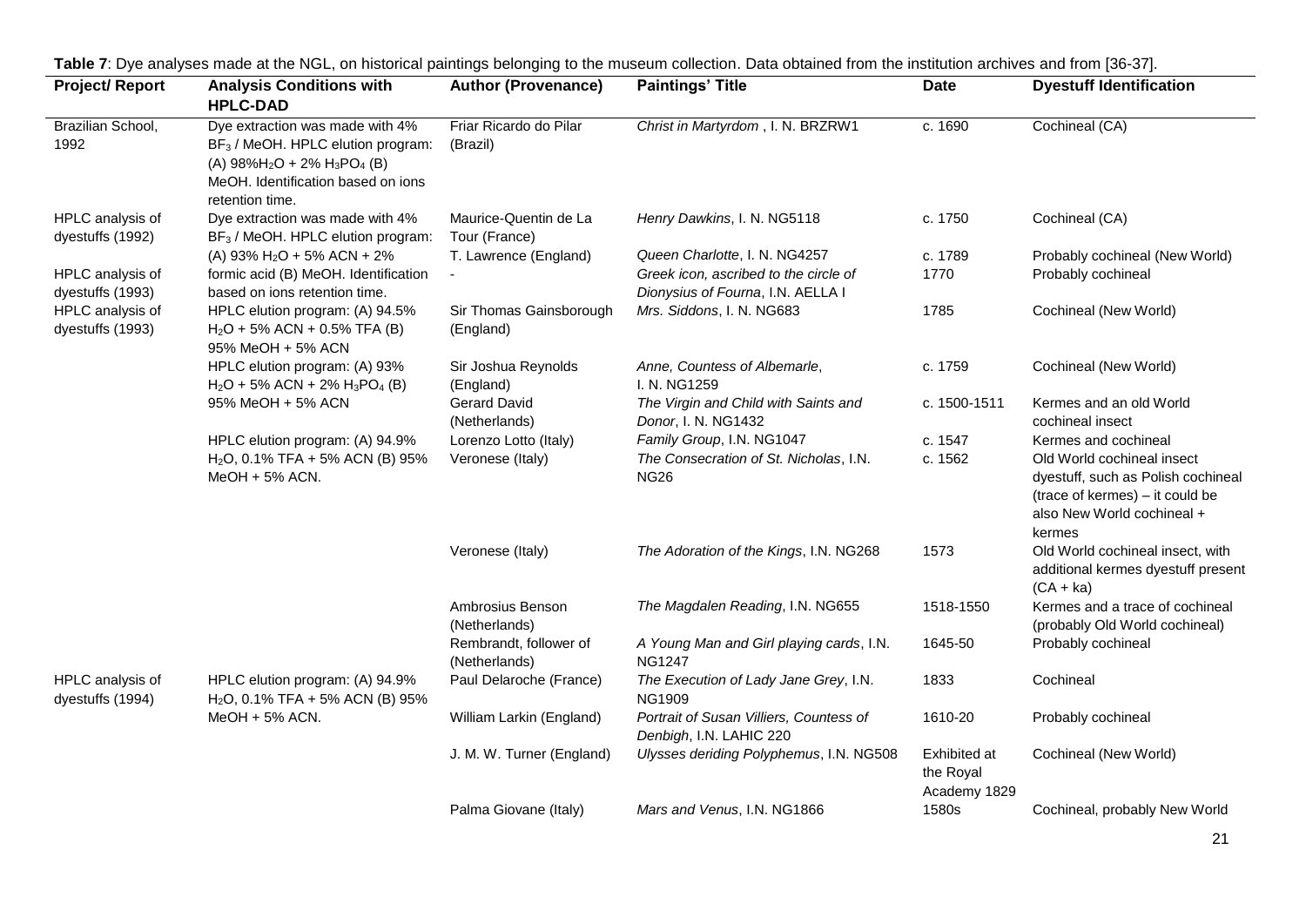**Table 7**: Dye analyses made at the NGL, on historical paintings belonging to the museum collection. Data obtained from the institution archives and from [36-37].

| Project/ Report | Analysis Conditions with HPLC-DAD | Author (Provenance) | Paintings' Title | Date | Dyestuff Identification |
|---|---|---|---|---|---|
| Brazilian School, 1992 | Dye extraction was made with 4% $BF_3$ / MeOH. HPLC elution program: (A) 98%$H_2O$ + 2% $H_3PO_4$ (B) MeOH. Identification based on ions retention time. | Friar Ricardo do Pilar (Brazil) | *Christ in Martyrdom*, I. N. BRZRW1 | c. 1690 | Cochineal (CA) |
| HPLC analysis of dyestuffs (1992) | Dye extraction was made with 4% $BF_3$ / MeOH. HPLC elution program: (A) 93% $H_2O$ + 5% ACN + 2% formic acid (B) MeOH. Identification based on ions retention time. | Maurice-Quentin de La Tour (France) | *Henry Dawkins*, I. N. NG5118 | c. 1750 | Cochineal (CA) |
| | | T. Lawrence (England) | *Queen Charlotte*, I. N. NG4257 | c. 1789 | Probably cochineal (New World) |
| HPLC analysis of dyestuffs (1993) | | - | *Greek icon, ascribed to the circle of Dionysius of Fourna*, I.N. AELLA I | 1770 | Probably cochineal |
| HPLC analysis of dyestuffs (1993) | HPLC elution program: (A) 94.5% $H_2O$ + 5% ACN + 0.5% TFA (B) 95% MeOH + 5% ACN | Sir Thomas Gainsborough (England) | *Mrs. Siddons*, I. N. NG683 | 1785 | Cochineal (New World) |
| | HPLC elution program: (A) 93% $H_2O$ + 5% ACN + 2% $H_3PO_4$ (B) 95% MeOH + 5% ACN | Sir Joshua Reynolds (England) | *Anne, Countess of Albemarle*, I. N. NG1259 | c. 1759 | Cochineal (New World) |
| | | Gerard David (Netherlands) | *The Virgin and Child with Saints and Donor*, I. N. NG1432 | c. 1500-1511 | Kermes and an old World cochineal insect |
| | HPLC elution program: (A) 94.9% $H_2O$, 0.1% TFA + 5% ACN (B) 95% MeOH + 5% ACN. | Lorenzo Lotto (Italy) | *Family Group*, I.N. NG1047 | c. 1547 | Kermes and cochineal |
| | | Veronese (Italy) | *The Consecration of St. Nicholas*, I.N. NG26 | c. 1562 | Old World cochineal insect dyestuff, such as Polish cochineal (trace of kermes) – it could be also New World cochineal + kermes |
| | | Veronese (Italy) | *The Adoration of the Kings*, I.N. NG268 | 1573 | Old World cochineal insect, with additional kermes dyestuff present (CA + ka) |
| | | Ambrosius Benson (Netherlands) | *The Magdalen Reading*, I.N. NG655 | 1518-1550 | Kermes and a trace of cochineal (probably Old World cochineal) |
| | | Rembrandt, follower of (Netherlands) | *A Young Man and Girl playing cards*, I.N. NG1247 | 1645-50 | Probably cochineal |
| HPLC analysis of dyestuffs (1994) | HPLC elution program: (A) 94.9% $H_2O$, 0.1% TFA + 5% ACN (B) 95% MeOH + 5% ACN. | Paul Delaroche (France) | *The Execution of Lady Jane Grey*, I.N. NG1909 | 1833 | Cochineal |
| | | William Larkin (England) | *Portrait of Susan Villiers, Countess of Denbigh*, I.N. LAHIC 220 | 1610-20 | Probably cochineal |
| | | J. M. W. Turner (England) | *Ulysses deriding Polyphemus*, I.N. NG508 | Exhibited at the Royal Academy 1829 | Cochineal (New World) |
| | | Palma Giovane (Italy) | *Mars and Venus*, I.N. NG1866 | 1580s | Cochineal, probably New World |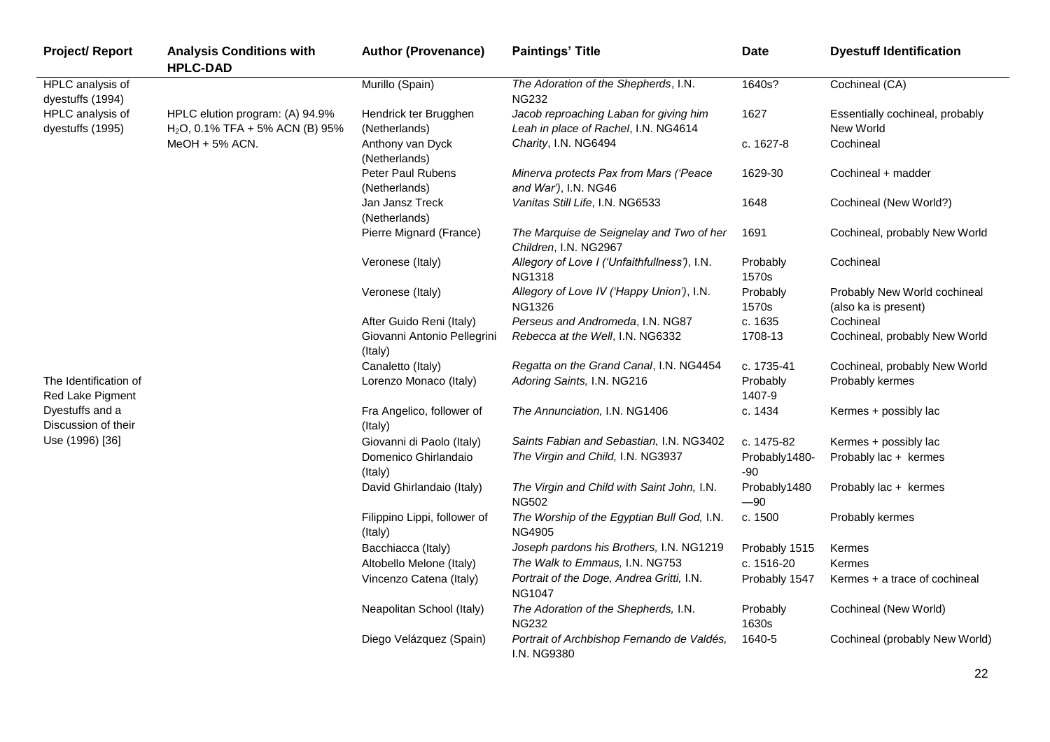| Project/ Report | Analysis Conditions with HPLC-DAD | Author (Provenance) | Paintings' Title | Date | Dyestuff Identification |
|---|---|---|---|---|---|
| HPLC analysis of dyestuffs (1994) | | Murillo (Spain) | *The Adoration of the Shepherds*, I.N. NG232 | 1640s? | Cochineal (CA) |
| HPLC analysis of dyestuffs (1995) | HPLC elution program: (A) 94.9% $H_2O$, 0.1% TFA + 5% ACN (B) 95% MeOH + 5% ACN. | Hendrick ter Brugghen (Netherlands) | *Jacob reproaching Laban for giving him Leah in place of Rachel*, I.N. NG4614 | 1627 | Essentially cochineal, probably New World |
| | | Anthony van Dyck (Netherlands) | *Charity*, I.N. NG6494 | c. 1627-8 | Cochineal |
| | | Peter Paul Rubens (Netherlands) | *Minerva protects Pax from Mars ('Peace and War')*, I.N. NG46 | 1629-30 | Cochineal + madder |
| | | Jan Jansz Treck (Netherlands) | *Vanitas Still Life*, I.N. NG6533 | 1648 | Cochineal (New World?) |
| | | Pierre Mignard (France) | *The Marquise de Seignelay and Two of her Children*, I.N. NG2967 | 1691 | Cochineal, probably New World |
| | | Veronese (Italy) | *Allegory of Love I ('Unfaithfullness')*, I.N. NG1318 | Probably 1570s | Cochineal |
| | | Veronese (Italy) | *Allegory of Love IV ('Happy Union')*, I.N. NG1326 | Probably 1570s | Probably New World cochineal (also ka is present) |
| | | After Guido Reni (Italy) | *Perseus and Andromeda*, I.N. NG87 | c. 1635 | Cochineal |
| | | Giovanni Antonio Pellegrini (Italy) | *Rebecca at the Well*, I.N. NG6332 | 1708-13 | Cochineal, probably New World |
| | | Canaletto (Italy) | *Regatta on the Grand Canal*, I.N. NG4454 | c. 1735-41 | Cochineal, probably New World |
| The Identification of Red Lake Pigment Dyestuffs and a Discussion of their Use (1996) [36] | | Lorenzo Monaco (Italy) | *Adoring Saints,* I.N. NG216 | Probably 1407-9 | Probably kermes |
| | | Fra Angelico, follower of (Italy) | *The Annunciation,* I.N. NG1406 | c. 1434 | Kermes + possibly lac |
| | | Giovanni di Paolo (Italy) | *Saints Fabian and Sebastian,* I.N. NG3402 | c. 1475-82 | Kermes + possibly lac |
| | | Domenico Ghirlandaio (Italy) | *The Virgin and Child,* I.N. NG3937 | Probably1480-90 | Probably lac + kermes |
| | | David Ghirlandaio (Italy) | *The Virgin and Child with Saint John,* I.N. NG502 | Probably1480—90 | Probably lac + kermes |
| | | Filippino Lippi, follower of (Italy) | *The Worship of the Egyptian Bull God,* I.N. NG4905 | c. 1500 | Probably kermes |
| | | Bacchiacca (Italy) | *Joseph pardons his Brothers,* I.N. NG1219 | Probably 1515 | Kermes |
| | | Altobello Melone (Italy) | *The Walk to Emmaus,* I.N. NG753 | c. 1516-20 | Kermes |
| | | Vincenzo Catena (Italy) | *Portrait of the Doge, Andrea Gritti,* I.N. NG1047 | Probably 1547 | Kermes + a trace of cochineal |
| | | Neapolitan School (Italy) | *The Adoration of the Shepherds,* I.N. NG232 | Probably 1630s | Cochineal (New World) |
| | | Diego Velázquez (Spain) | *Portrait of Archbishop Fernando de Valdés,* I.N. NG9380 | 1640-5 | Cochineal (probably New World) |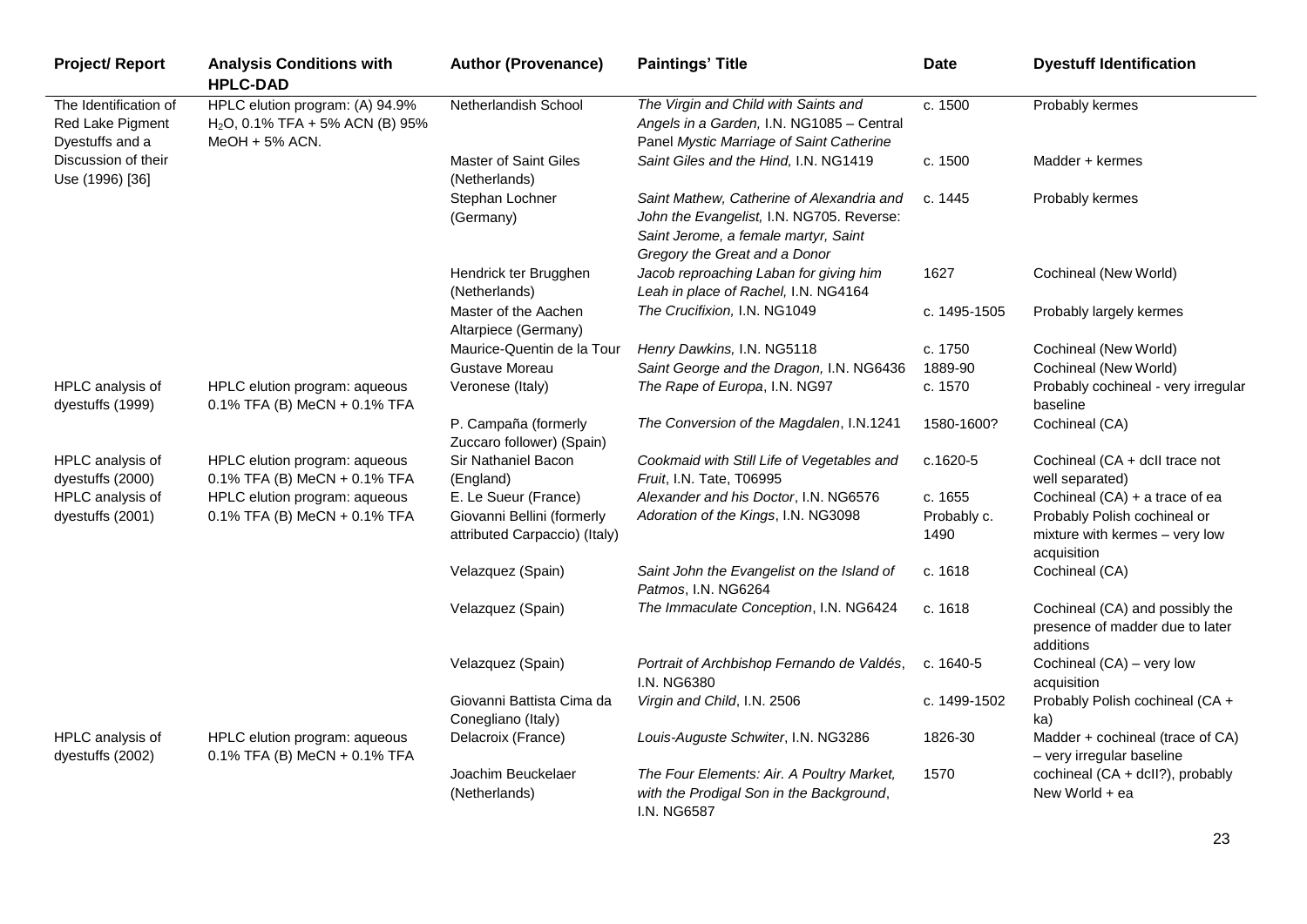| Project/ Report | Analysis Conditions with HPLC-DAD | Author (Provenance) | Paintings' Title | Date | Dyestuff Identification |
|---|---|---|---|---|---|
| The Identification of Red Lake Pigment Dyestuffs and a Discussion of their Use (1996) [36] | HPLC elution program: (A) 94.9% $H_2O$, 0.1% TFA + 5% ACN (B) 95% MeOH + 5% ACN. | Netherlandish School | *The Virgin and Child with Saints and Angels in a Garden,* I.N. NG1085 – Central Panel *Mystic Marriage of Saint Catherine* | c. 1500 | Probably kermes |
| | | Master of Saint Giles (Netherlands) | *Saint Giles and the Hind,* I.N. NG1419 | c. 1500 | Madder + kermes |
| | | Stephan Lochner (Germany) | *Saint Mathew, Catherine of Alexandria and John the Evangelist,* I.N. NG705. Reverse: *Saint Jerome, a female martyr, Saint Gregory the Great and a Donor* | c. 1445 | Probably kermes |
| | | Hendrick ter Brugghen (Netherlands) | *Jacob reproaching Laban for giving him Leah in place of Rachel,* I.N. NG4164 | 1627 | Cochineal (New World) |
| | | Master of the Aachen Altarpiece (Germany) | *The Crucifixion,* I.N. NG1049 | c. 1495-1505 | Probably largely kermes |
| | | Maurice-Quentin de la Tour | *Henry Dawkins,* I.N. NG5118 | c. 1750 | Cochineal (New World) |
| | | Gustave Moreau | *Saint George and the Dragon,* I.N. NG6436 | 1889-90 | Cochineal (New World) |
| HPLC analysis of dyestuffs (1999) | HPLC elution program: aqueous 0.1% TFA (B) MeCN + 0.1% TFA | Veronese (Italy) | *The Rape of Europa*, I.N. NG97 | c. 1570 | Probably cochineal - very irregular baseline |
| | | P. Campaña (formerly Zuccaro follower) (Spain) | *The Conversion of the Magdalen*, I.N.1241 | 1580-1600? | Cochineal (CA) |
| HPLC analysis of dyestuffs (2000) | HPLC elution program: aqueous 0.1% TFA (B) MeCN + 0.1% TFA | Sir Nathaniel Bacon (England) | *Cookmaid with Still Life of Vegetables and Fruit*, I.N. Tate, T06995 | c.1620-5 | Cochineal (CA + dcII trace not well separated) |
| HPLC analysis of dyestuffs (2001) | HPLC elution program: aqueous 0.1% TFA (B) MeCN + 0.1% TFA | E. Le Sueur (France) | *Alexander and his Doctor*, I.N. NG6576 | c. 1655 | Cochineal (CA) + a trace of ea |
| | | Giovanni Bellini (formerly attributed Carpaccio) (Italy) | *Adoration of the Kings*, I.N. NG3098 | Probably c. 1490 | Probably Polish cochineal or mixture with kermes – very low acquisition |
| | | Velazquez (Spain) | *Saint John the Evangelist on the Island of Patmos*, I.N. NG6264 | c. 1618 | Cochineal (CA) |
| | | Velazquez (Spain) | *The Immaculate Conception*, I.N. NG6424 | c. 1618 | Cochineal (CA) and possibly the presence of madder due to later additions |
| | | Velazquez (Spain) | *Portrait of Archbishop Fernando de Valdés*, I.N. NG6380 | c. 1640-5 | Cochineal (CA) – very low acquisition |
| | | Giovanni Battista Cima da Conegliano (Italy) | *Virgin and Child*, I.N. 2506 | c. 1499-1502 | Probably Polish cochineal (CA + ka) |
| HPLC analysis of dyestuffs (2002) | HPLC elution program: aqueous 0.1% TFA (B) MeCN + 0.1% TFA | Delacroix (France) | *Louis-Auguste Schwiter*, I.N. NG3286 | 1826-30 | Madder + cochineal (trace of CA) – very irregular baseline |
| | | Joachim Beuckelaer (Netherlands) | *The Four Elements: Air. A Poultry Market, with the Prodigal Son in the Background*, I.N. NG6587 | 1570 | cochineal (CA + dcII?), probably New World + ea |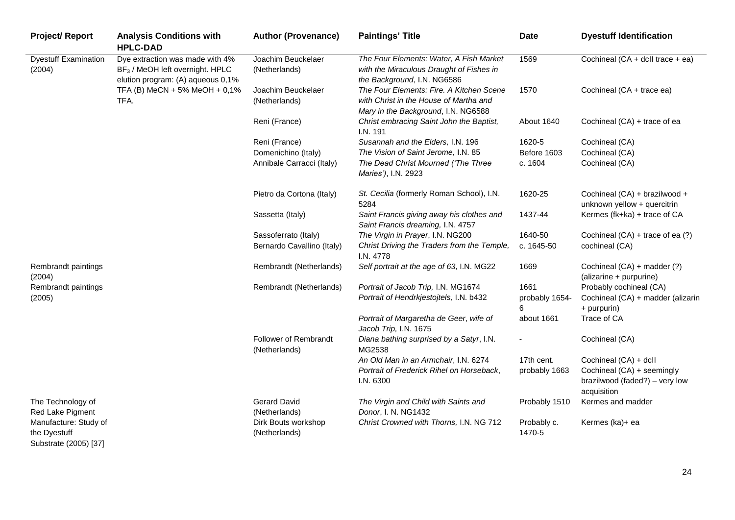| Project/ Report | Analysis Conditions with HPLC-DAD | Author (Provenance) | Paintings' Title | Date | Dyestuff Identification |
|---|---|---|---|---|---|
| Dyestuff Examination (2004) | Dye extraction was made with 4% $BF_3$ / MeOH left overnight. HPLC elution program: (A) aqueous 0,1% TFA (B) MeCN + 5% MeOH + 0,1% TFA. | Joachim Beuckelaer (Netherlands) | *The Four Elements: Water, A Fish Market with the Miraculous Draught of Fishes in the Background*, I.N. NG6586 | 1569 | Cochineal (CA + dcII trace + ea) |
| | | Joachim Beuckelaer (Netherlands) | *The Four Elements: Fire. A Kitchen Scene with Christ in the House of Martha and Mary in the Background*, I.N. NG6588 | 1570 | Cochineal (CA + trace ea) |
| | | Reni (France) | *Christ embracing Saint John the Baptist,* I.N. 191 | About 1640 | Cochineal (CA) + trace of ea |
| | | Reni (France) | *Susannah and the Elders,* I.N. 196 | 1620-5 | Cochineal (CA) |
| | | Domenichino (Italy) | *The Vision of Saint Jerome,* I.N. 85 | Before 1603 | Cochineal (CA) |
| | | Annibale Carracci (Italy) | *The Dead Christ Mourned ('The Three Maries')*, I.N. 2923 | c. 1604 | Cochineal (CA) |
| | | Pietro da Cortona (Italy) | *St. Cecilia* (formerly Roman School), I.N. 5284 | 1620-25 | Cochineal (CA) + brazilwood + unknown yellow + quercitrin |
| | | Sassetta (Italy) | *Saint Francis giving away his clothes and Saint Francis dreaming,* I.N. 4757 | 1437-44 | Kermes (fk+ka) + trace of CA |
| | | Sassoferrato (Italy) | *The Virgin in Prayer*, I.N. NG200 | 1640-50 | Cochineal (CA) + trace of ea (?) |
| | | Bernardo Cavallino (Italy) | *Christ Driving the Traders from the Temple,* I.N. 4778 | c. 1645-50 | cochineal (CA) |
| Rembrandt paintings (2004) | | Rembrandt (Netherlands) | *Self portrait at the age of 63*, I.N. MG22 | 1669 | Cochineal (CA) + madder (?) (alizarine + purpurine) |
| Rembrandt paintings (2005) | | Rembrandt (Netherlands) | *Portrait of Jacob Trip,* I.N. MG1674 | 1661 | Probably cochineal (CA) |
| | | | *Portrait of Hendrkjestojtels,* I.N. b432 | probably 1654-6 | Cochineal (CA) + madder (alizarin + purpurin) |
| | | | *Portrait of Margaretha de Geer*, *wife of Jacob Trip,* I.N. 1675 | about 1661 | Trace of CA |
| | | Follower of Rembrandt (Netherlands) | *Diana bathing surprised by a Satyr*, I.N. MG2538 | - | Cochineal (CA) |
| | | | *An Old Man in an Armchair*, I.N. 6274 | 17th cent. | Cochineal (CA) + dcII |
| | | | *Portrait of Frederick Rihel on Horseback*, I.N. 6300 | probably 1663 | Cochineal (CA) + seemingly brazilwood (faded?) – very low acquisition |
| The Technology of Red Lake Pigment Manufacture: Study of the Dyestuff Substrate (2005) [37] | | Gerard David (Netherlands) | *The Virgin and Child with Saints and Donor*, I. N. NG1432 | Probably 1510 | Kermes and madder |
| | | Dirk Bouts workshop (Netherlands) | *Christ Crowned with Thorns,* I.N. NG 712 | Probably c. 1470-5 | Kermes (ka)+ ea |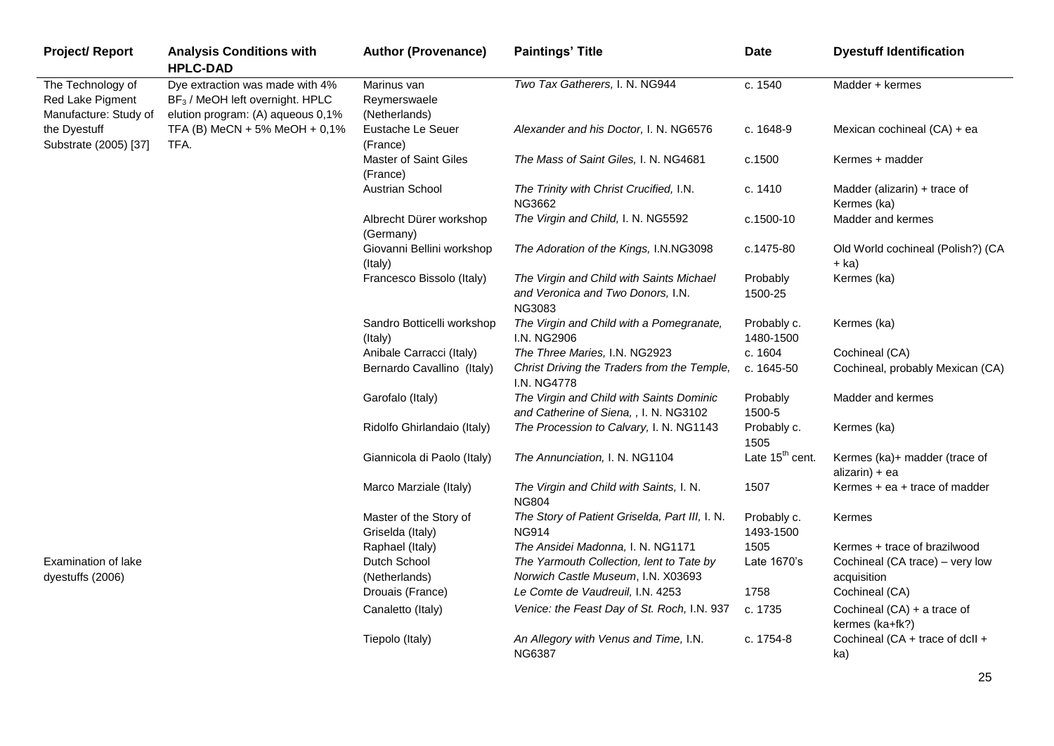| Project/ Report | Analysis Conditions with HPLC-DAD | Author (Provenance) | Paintings' Title | Date | Dyestuff Identification |
|---|---|---|---|---|---|
| The Technology of Red Lake Pigment Manufacture: Study of the Dyestuff Substrate (2005) [37] | Dye extraction was made with 4% $BF_3$ / MeOH left overnight. HPLC elution program: (A) aqueous 0,1% TFA (B) MeCN + 5% MeOH + 0,1% TFA. | Marinus van Reymerswaele (Netherlands) | *Two Tax Gatherers,* I. N. NG944 | c. 1540 | Madder + kermes |
| | | Eustache Le Seuer (France) | *Alexander and his Doctor,* I. N. NG6576 | c. 1648-9 | Mexican cochineal (CA) + ea |
| | | Master of Saint Giles (France) | *The Mass of Saint Giles,* I. N. NG4681 | c.1500 | Kermes + madder |
| | | Austrian School | *The Trinity with Christ Crucified,* I.N. NG3662 | c. 1410 | Madder (alizarin) + trace of Kermes (ka) |
| | | Albrecht Dürer workshop (Germany) | *The Virgin and Child,* I. N. NG5592 | c.1500-10 | Madder and kermes |
| | | Giovanni Bellini workshop (Italy) | *The Adoration of the Kings,* I.N.NG3098 | c.1475-80 | Old World cochineal (Polish?) (CA + ka) |
| | | Francesco Bissolo (Italy) | *The Virgin and Child with Saints Michael and Veronica and Two Donors,* I.N. NG3083 | Probably 1500-25 | Kermes (ka) |
| | | Sandro Botticelli workshop (Italy) | *The Virgin and Child with a Pomegranate,* I.N. NG2906 | Probably c. 1480-1500 | Kermes (ka) |
| | | Anibale Carracci (Italy) | *The Three Maries,* I.N. NG2923 | c. 1604 | Cochineal (CA) |
| | | Bernardo Cavallino (Italy) | *Christ Driving the Traders from the Temple,* I.N. NG4778 | c. 1645-50 | Cochineal, probably Mexican (CA) |
| | | Garofalo (Italy) | *The Virgin and Child with Saints Dominic and Catherine of Siena, ,* I. N. NG3102 | Probably 1500-5 | Madder and kermes |
| | | Ridolfo Ghirlandaio (Italy) | *The Procession to Calvary,* I. N. NG1143 | Probably c. 1505 | Kermes (ka) |
| | | Giannicola di Paolo (Italy) | *The Annunciation,* I. N. NG1104 | Late 15$^{th}$ cent. | Kermes (ka)+ madder (trace of alizarin) + ea |
| | | Marco Marziale (Italy) | *The Virgin and Child with Saints,* I. N. NG804 | 1507 | Kermes + ea + trace of madder |
| | | Master of the Story of Griselda (Italy) | *The Story of Patient Griselda, Part III,* I. N. NG914 | Probably c. 1493-1500 | Kermes |
| | | Raphael (Italy) | *The Ansidei Madonna,* I. N. NG1171 | 1505 | Kermes + trace of brazilwood |
| Examination of lake dyestuffs (2006) | | Dutch School (Netherlands) | *The Yarmouth Collection, lent to Tate by Norwich Castle Museum,* I.N. X03693 | Late 1670's | Cochineal (CA trace) – very low acquisition |
| | | Drouais (France) | *Le Comte de Vaudreuil,* I.N. 4253 | 1758 | Cochineal (CA) |
| | | Canaletto (Italy) | *Venice: the Feast Day of St. Roch,* I.N. 937 | c. 1735 | Cochineal (CA) + a trace of kermes (ka+fk?) |
| | | Tiepolo (Italy) | *An Allegory with Venus and Time,* I.N. NG6387 | c. 1754-8 | Cochineal (CA + trace of dcII + ka) |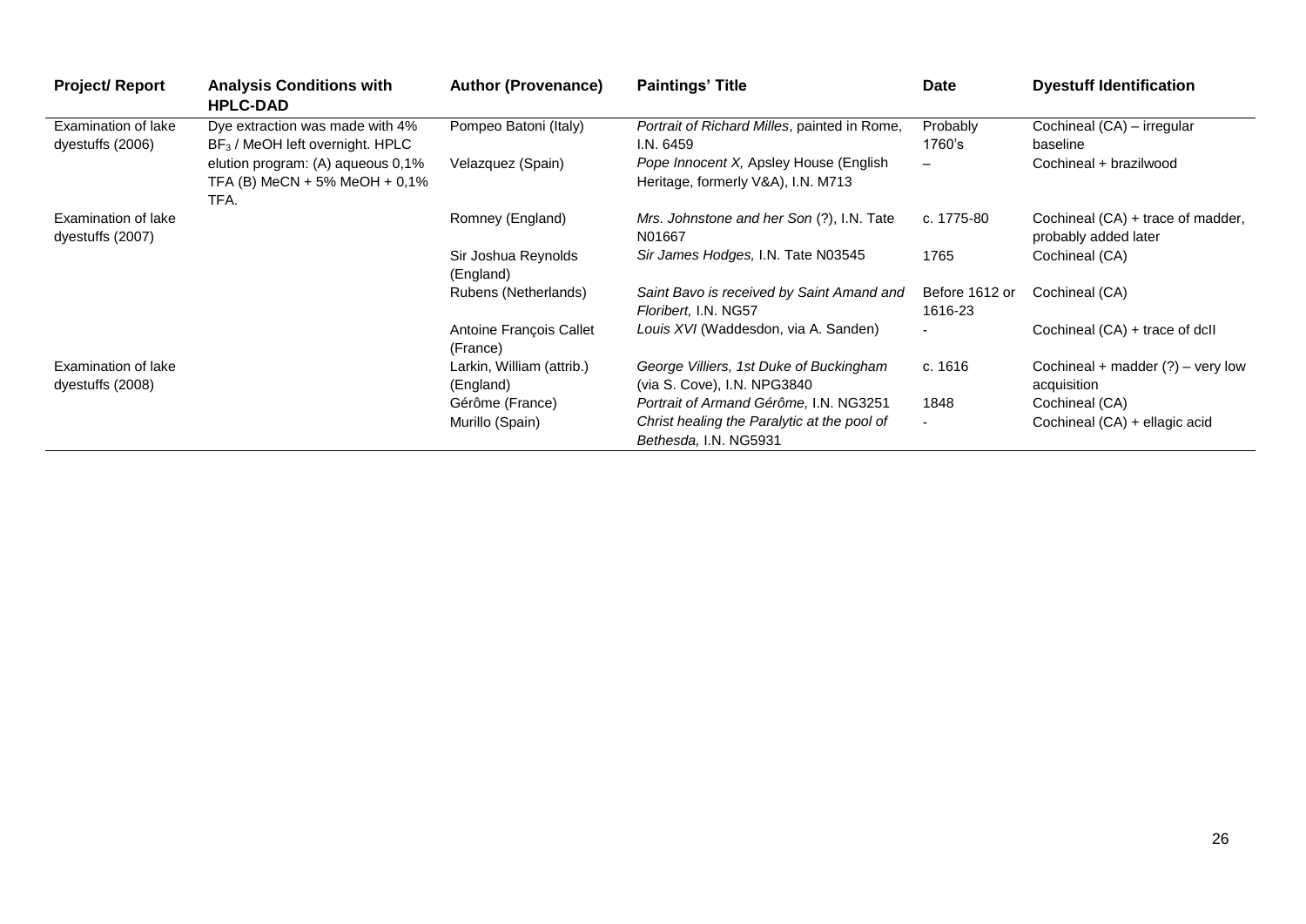| Project/ Report | Analysis Conditions with HPLC-DAD | Author (Provenance) | Paintings' Title | Date | Dyestuff Identification |
|---|---|---|---|---|---|
| Examination of lake dyestuffs (2006) | Dye extraction was made with 4% $BF_3$ / MeOH left overnight. HPLC elution program: (A) aqueous 0,1% TFA (B) MeCN + 5% MeOH + 0,1% TFA. | Pompeo Batoni (Italy) | *Portrait of Richard Milles*, painted in Rome, I.N. 6459 | Probably 1760's | Cochineal (CA) – irregular baseline |
| | | Velazquez (Spain) | *Pope Innocent X,* Apsley House (English Heritage, formerly V&A), I.N. M713 | – | Cochineal + brazilwood |
| Examination of lake dyestuffs (2007) | | Romney (England) | *Mrs. Johnstone and her Son* (?), I.N. Tate N01667 | c. 1775-80 | Cochineal (CA) + trace of madder, probably added later |
| | | Sir Joshua Reynolds (England) | *Sir James Hodges,* I.N. Tate N03545 | 1765 | Cochineal (CA) |
| | | Rubens (Netherlands) | *Saint Bavo is received by Saint Amand and Floribert,* I.N. NG57 | Before 1612 or 1616-23 | Cochineal (CA) |
| | | Antoine François Callet (France) | *Louis XVI* (Waddesdon, via A. Sanden) | - | Cochineal (CA) + trace of dcII |
| Examination of lake dyestuffs (2008) | | Larkin, William (attrib.) (England) | *George Villiers, 1st Duke of Buckingham* (via S. Cove), I.N. NPG3840 | c. 1616 | Cochineal + madder (?) – very low acquisition |
| | | Gérôme (France) | *Portrait of Armand Gérôme,* I.N. NG3251 | 1848 | Cochineal (CA) |
| | | Murillo (Spain) | *Christ healing the Paralytic at the pool of Bethesda,* I.N. NG5931 | - | Cochineal (CA) + ellagic acid |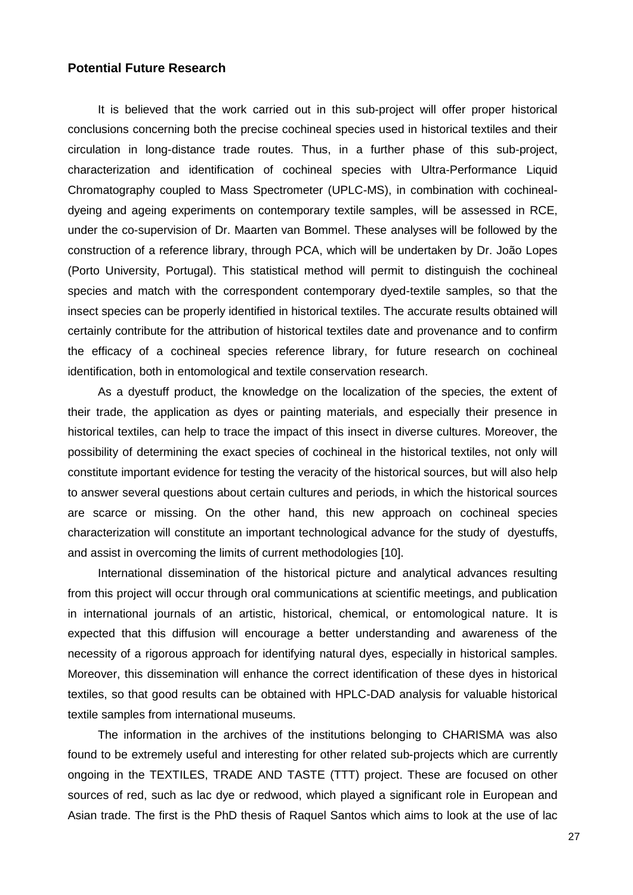## Potential Future Research

It is believed that the work carried out in this sub-project will offer proper historical conclusions concerning both the precise cochineal species used in historical textiles and their circulation in long-distance trade routes. Thus, in a further phase of this sub-project, characterization and identification of cochineal species with Ultra-Performance Liquid Chromatography coupled to Mass Spectrometer (UPLC-MS), in combination with cochineal-dyeing and ageing experiments on contemporary textile samples, will be assessed in RCE, under the co-supervision of Dr. Maarten van Bommel. These analyses will be followed by the construction of a reference library, through PCA, which will be undertaken by Dr. João Lopes (Porto University, Portugal). This statistical method will permit to distinguish the cochineal species and match with the correspondent contemporary dyed-textile samples, so that the insect species can be properly identified in historical textiles. The accurate results obtained will certainly contribute for the attribution of historical textiles date and provenance and to confirm the efficacy of a cochineal species reference library, for future research on cochineal identification, both in entomological and textile conservation research.

As a dyestuff product, the knowledge on the localization of the species, the extent of their trade, the application as dyes or painting materials, and especially their presence in historical textiles, can help to trace the impact of this insect in diverse cultures. Moreover, the possibility of determining the exact species of cochineal in the historical textiles, not only will constitute important evidence for testing the veracity of the historical sources, but will also help to answer several questions about certain cultures and periods, in which the historical sources are scarce or missing. On the other hand, this new approach on cochineal species characterization will constitute an important technological advance for the study of dyestuffs, and assist in overcoming the limits of current methodologies [10].

International dissemination of the historical picture and analytical advances resulting from this project will occur through oral communications at scientific meetings, and publication in international journals of an artistic, historical, chemical, or entomological nature. It is expected that this diffusion will encourage a better understanding and awareness of the necessity of a rigorous approach for identifying natural dyes, especially in historical samples. Moreover, this dissemination will enhance the correct identification of these dyes in historical textiles, so that good results can be obtained with HPLC-DAD analysis for valuable historical textile samples from international museums.

The information in the archives of the institutions belonging to CHARISMA was also found to be extremely useful and interesting for other related sub-projects which are currently ongoing in the TEXTILES, TRADE AND TASTE (TTT) project. These are focused on other sources of red, such as lac dye or redwood, which played a significant role in European and Asian trade. The first is the PhD thesis of Raquel Santos which aims to look at the use of lac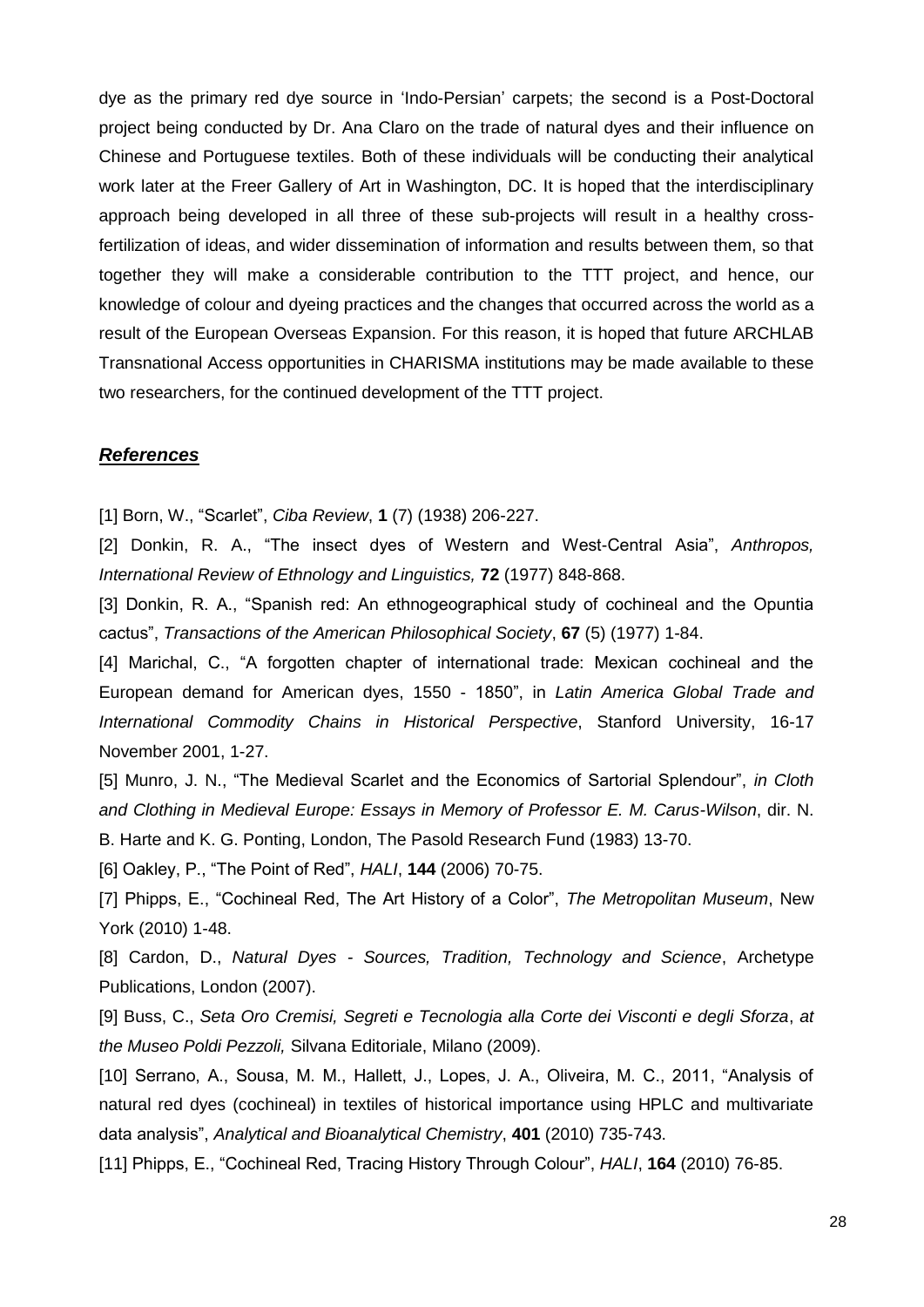dye as the primary red dye source in 'Indo-Persian' carpets; the second is a Post-Doctoral project being conducted by Dr. Ana Claro on the trade of natural dyes and their influence on Chinese and Portuguese textiles. Both of these individuals will be conducting their analytical work later at the Freer Gallery of Art in Washington, DC. It is hoped that the interdisciplinary approach being developed in all three of these sub-projects will result in a healthy cross-fertilization of ideas, and wider dissemination of information and results between them, so that together they will make a considerable contribution to the TTT project, and hence, our knowledge of colour and dyeing practices and the changes that occurred across the world as a result of the European Overseas Expansion. For this reason, it is hoped that future ARCHLAB Transnational Access opportunities in CHARISMA institutions may be made available to these two researchers, for the continued development of the TTT project.

## ***References***

[1] Born, W., "Scarlet", *Ciba Review*, **1** (7) (1938) 206-227.

[2] Donkin, R. A., "The insect dyes of Western and West-Central Asia", *Anthropos, International Review of Ethnology and Linguistics,* **72** (1977) 848-868.

[3] Donkin, R. A., "Spanish red: An ethnogeographical study of cochineal and the Opuntia cactus", *Transactions of the American Philosophical Society*, **67** (5) (1977) 1-84.

[4] Marichal, C., "A forgotten chapter of international trade: Mexican cochineal and the European demand for American dyes, 1550 - 1850", in *Latin America Global Trade and International Commodity Chains in Historical Perspective*, Stanford University, 16-17 November 2001, 1-27.

[5] Munro, J. N., "The Medieval Scarlet and the Economics of Sartorial Splendour", *in Cloth and Clothing in Medieval Europe: Essays in Memory of Professor E. M. Carus-Wilson*, dir. N. B. Harte and K. G. Ponting, London, The Pasold Research Fund (1983) 13-70.

[6] Oakley, P., "The Point of Red", *HALI*, **144** (2006) 70-75.

[7] Phipps, E., "Cochineal Red, The Art History of a Color", *The Metropolitan Museum*, New York (2010) 1-48.

[8] Cardon, D., *Natural Dyes - Sources, Tradition, Technology and Science*, Archetype Publications, London (2007).

[9] Buss, C., *Seta Oro Cremisi, Segreti e Tecnologia alla Corte dei Visconti e degli Sforza*, *at the Museo Poldi Pezzoli,* Silvana Editoriale, Milano (2009).

[10] Serrano, A., Sousa, M. M., Hallett, J., Lopes, J. A., Oliveira, M. C., 2011, "Analysis of natural red dyes (cochineal) in textiles of historical importance using HPLC and multivariate data analysis", *Analytical and Bioanalytical Chemistry*, **401** (2010) 735-743.

[11] Phipps, E., "Cochineal Red, Tracing History Through Colour", *HALI*, **164** (2010) 76-85.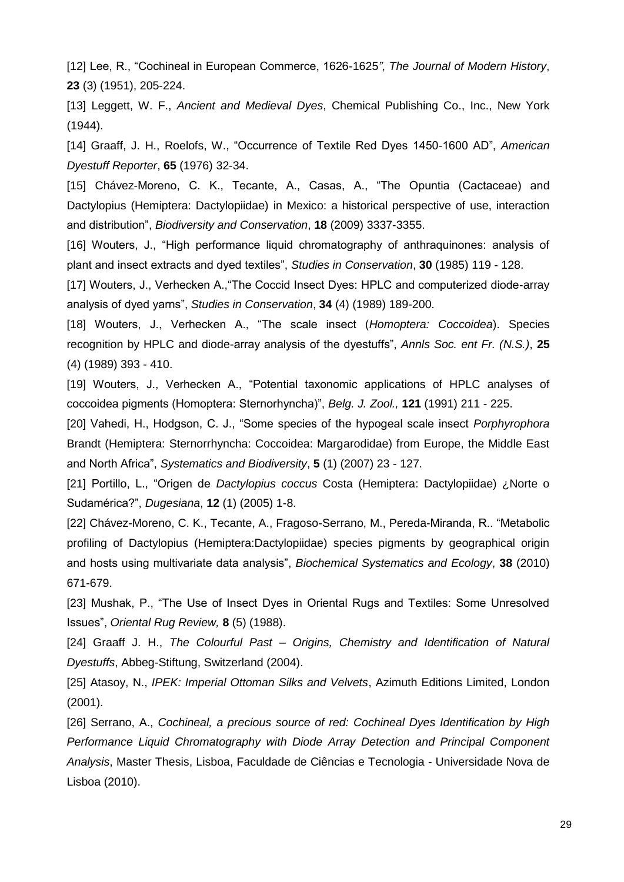[12] Lee, R., "Cochineal in European Commerce, 1626-1625*"*, *The Journal of Modern History*, **23** (3) (1951), 205-224.

[13] Leggett, W. F., *Ancient and Medieval Dyes*, Chemical Publishing Co., Inc., New York (1944).

[14] Graaff, J. H., Roelofs, W., "Occurrence of Textile Red Dyes 1450-1600 AD", *American Dyestuff Reporter*, **65** (1976) 32-34.

[15] Chávez-Moreno, C. K., Tecante, A., Casas, A., "The Opuntia (Cactaceae) and Dactylopius (Hemiptera: Dactylopiidae) in Mexico: a historical perspective of use, interaction and distribution", *Biodiversity and Conservation*, **18** (2009) 3337-3355.

[16] Wouters, J., "High performance liquid chromatography of anthraquinones: analysis of plant and insect extracts and dyed textiles", *Studies in Conservation*, **30** (1985) 119 - 128.

[17] Wouters, J., Verhecken A.,"The Coccid Insect Dyes: HPLC and computerized diode-array analysis of dyed yarns", *Studies in Conservation*, **34** (4) (1989) 189-200.

[18] Wouters, J., Verhecken A., "The scale insect (*Homoptera: Coccoidea*). Species recognition by HPLC and diode-array analysis of the dyestuffs", *Annls Soc. ent Fr. (N.S.)*, **25** (4) (1989) 393 - 410.

[19] Wouters, J., Verhecken A., "Potential taxonomic applications of HPLC analyses of coccoidea pigments (Homoptera: Sternorhyncha)", *Belg. J. Zool.,* **121** (1991) 211 - 225.

[20] Vahedi, H., Hodgson, C. J., "Some species of the hypogeal scale insect *Porphyrophora* Brandt (Hemiptera: Sternorrhyncha: Coccoidea: Margarodidae) from Europe, the Middle East and North Africa", *Systematics and Biodiversity*, **5** (1) (2007) 23 - 127.

[21] Portillo, L., "Origen de *Dactylopius coccus* Costa (Hemiptera: Dactylopiidae) ¿Norte o Sudamérica?", *Dugesiana*, **12** (1) (2005) 1-8.

[22] Chávez-Moreno, C. K., Tecante, A., Fragoso-Serrano, M., Pereda-Miranda, R.. "Metabolic profiling of Dactylopius (Hemiptera:Dactylopiidae) species pigments by geographical origin and hosts using multivariate data analysis", *Biochemical Systematics and Ecology*, **38** (2010) 671-679.

[23] Mushak, P., "The Use of Insect Dyes in Oriental Rugs and Textiles: Some Unresolved Issues", *Oriental Rug Review,* **8** (5) (1988).

[24] Graaff J. H., *The Colourful Past – Origins, Chemistry and Identification of Natural Dyestuffs*, Abbeg-Stiftung, Switzerland (2004).

[25] Atasoy, N., *IPEK: Imperial Ottoman Silks and Velvets*, Azimuth Editions Limited, London (2001).

[26] Serrano, A., *Cochineal, a precious source of red: Cochineal Dyes Identification by High Performance Liquid Chromatography with Diode Array Detection and Principal Component Analysis*, Master Thesis, Lisboa, Faculdade de Ciências e Tecnologia - Universidade Nova de Lisboa (2010).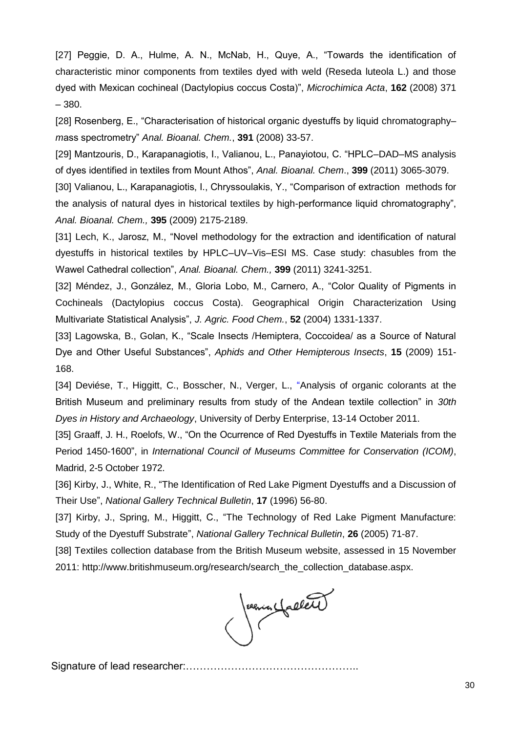[27] Peggie, D. A., Hulme, A. N., McNab, H., Quye, A., "Towards the identification of characteristic minor components from textiles dyed with weld (Reseda luteola L.) and those dyed with Mexican cochineal (Dactylopius coccus Costa)", *Microchimica Acta*, **162** (2008) 371 – 380.

[28] Rosenberg, E., "Characterisation of historical organic dyestuffs by liquid chromatography–*m*ass spectrometry" *Anal. Bioanal. Chem.*, **391** (2008) 33-57.

[29] Mantzouris, D., Karapanagiotis, I., Valianou, L., Panayiotou, C. "HPLC–DAD–MS analysis of dyes identified in textiles from Mount Athos", *Anal. Bioanal. Chem*., **399** (2011) 3065-3079.

[30] Valianou, L., Karapanagiotis, I., Chryssoulakis, Y., "Comparison of extraction methods for the analysis of natural dyes in historical textiles by high-performance liquid chromatography", *Anal. Bioanal. Chem.,* **395** (2009) 2175-2189.

[31] Lech, K., Jarosz, M., "Novel methodology for the extraction and identification of natural dyestuffs in historical textiles by HPLC–UV–Vis–ESI MS. Case study: chasubles from the Wawel Cathedral collection", *Anal. Bioanal. Chem.,* **399** (2011) 3241-3251.

[32] Méndez, J., González, M., Gloria Lobo, M., Carnero, A., "Color Quality of Pigments in Cochineals (Dactylopius coccus Costa). Geographical Origin Characterization Using Multivariate Statistical Analysis", *J. Agric. Food Chem.*, **52** (2004) 1331-1337.

[33] Lagowska, B., Golan, K., "Scale Insects /Hemiptera, Coccoidea/ as a Source of Natural Dye and Other Useful Substances", *Aphids and Other Hemipterous Insects*, **15** (2009) 151-168.

[34] Deviése, T., Higgitt, C., Bosscher, N., Verger, L., "Analysis of organic colorants at the British Museum and preliminary results from study of the Andean textile collection" in *30th Dyes in History and Archaeology*, University of Derby Enterprise, 13-14 October 2011.

[35] Graaff, J. H., Roelofs, W., "On the Ocurrence of Red Dyestuffs in Textile Materials from the Period 1450-1600", in *International Council of Museums Committee for Conservation (ICOM)*, Madrid, 2-5 October 1972.

[36] Kirby, J., White, R., "The Identification of Red Lake Pigment Dyestuffs and a Discussion of Their Use", *National Gallery Technical Bulletin*, **17** (1996) 56-80.

[37] Kirby, J., Spring, M., Higgitt, C., "The Technology of Red Lake Pigment Manufacture: Study of the Dyestuff Substrate", *National Gallery Technical Bulletin*, **26** (2005) 71-87.

[38] Textiles collection database from the British Museum website, assessed in 15 November 2011: http://www.britishmuseum.org/research/search_the_collection_database.aspx.

Signature of lead researcher:…………………………………………..